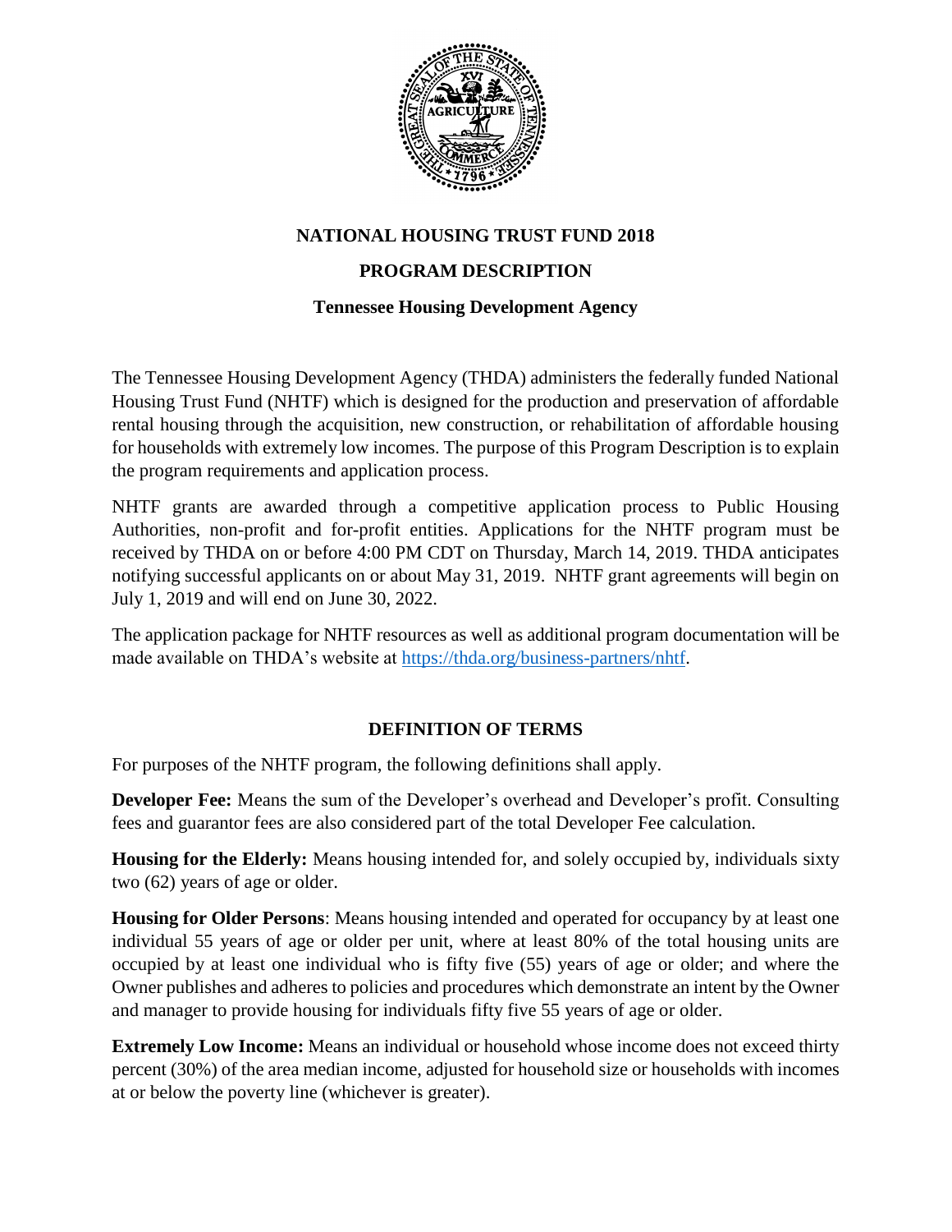# NATIONAL HOUSING TRUST FUND 2018

## PROGRAM DESCRIPTION

### Tennessee Housing Development Agency

The Tennessee Housing Development Agency (THDA) administers the federally funded National Housing Trust Fund (NHTF) which is designed for the production and preservation of affordable rental housing through the acquisition, new construction, or rehabilitation of affordable housing for households with extremely low incomes. The purpose of this Program Description is to explain the program requirements and application process.

NHTF grants are awarded through a competitive application process to Public Housing Authorities, non-profit and for-profit entities. Applications for the NHTF program must be received by THDA on or before 4:00 PM CDT on Thursday, March 14, 2019. THDA anticipates notifying successful applicants on or about May 31, 2019. NHTF grant agreements will begin on July 1, 2019 and will end on June 30, 2022.

The application package for NHTF resources as well as additional program documentation will be made available on THDA's website at [https://thda.org/business-partners/nhtf](https://thda.org/business-partners/nhtf).

## DEFINITION OF TERMS

For purposes of the NHTF program, the following definitions shall apply.

**Developer Fee:** Means the sum of the Developer's overhead and Developer's profit. Consulting fees and guarantor fees are also considered part of the total Developer Fee calculation.

**Housing for the Elderly:** Means housing intended for, and solely occupied by, individuals sixty two (62) years of age or older.

**Housing for Older Persons**: Means housing intended and operated for occupancy by at least one individual 55 years of age or older per unit, where at least 80% of the total housing units are occupied by at least one individual who is fifty five (55) years of age or older; and where the Owner publishes and adheres to policies and procedures which demonstrate an intent by the Owner and manager to provide housing for individuals fifty five 55 years of age or older.

**Extremely Low Income:** Means an individual or household whose income does not exceed thirty percent (30%) of the area median income, adjusted for household size or households with incomes at or below the poverty line (whichever is greater).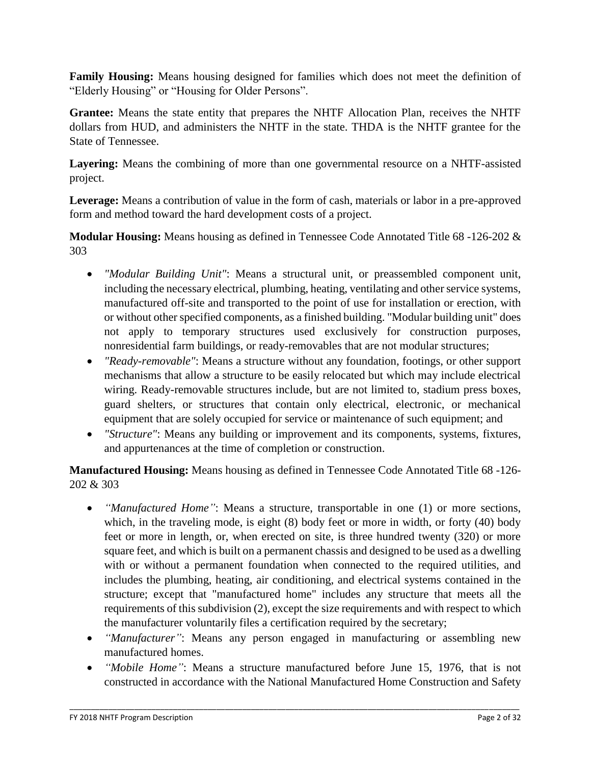**Family Housing:** Means housing designed for families which does not meet the definition of "Elderly Housing" or "Housing for Older Persons".

**Grantee:** Means the state entity that prepares the NHTF Allocation Plan, receives the NHTF dollars from HUD, and administers the NHTF in the state. THDA is the NHTF grantee for the State of Tennessee.

**Layering:** Means the combining of more than one governmental resource on a NHTF-assisted project.

**Leverage:** Means a contribution of value in the form of cash, materials or labor in a pre-approved form and method toward the hard development costs of a project.

**Modular Housing:** Means housing as defined in Tennessee Code Annotated Title 68 -126-202 & 303

- *"Modular Building Unit"*: Means a structural unit, or preassembled component unit, including the necessary electrical, plumbing, heating, ventilating and other service systems, manufactured off-site and transported to the point of use for installation or erection, with or without other specified components, as a finished building. "Modular building unit" does not apply to temporary structures used exclusively for construction purposes, nonresidential farm buildings, or ready-removables that are not modular structures;
- *"Ready-removable"*: Means a structure without any foundation, footings, or other support mechanisms that allow a structure to be easily relocated but which may include electrical wiring. Ready-removable structures include, but are not limited to, stadium press boxes, guard shelters, or structures that contain only electrical, electronic, or mechanical equipment that are solely occupied for service or maintenance of such equipment; and
- *"Structure"*: Means any building or improvement and its components, systems, fixtures, and appurtenances at the time of completion or construction.

**Manufactured Housing:** Means housing as defined in Tennessee Code Annotated Title 68 -126-202 & 303

- *"Manufactured Home"*: Means a structure, transportable in one (1) or more sections, which, in the traveling mode, is eight (8) body feet or more in width, or forty (40) body feet or more in length, or, when erected on site, is three hundred twenty (320) or more square feet, and which is built on a permanent chassis and designed to be used as a dwelling with or without a permanent foundation when connected to the required utilities, and includes the plumbing, heating, air conditioning, and electrical systems contained in the structure; except that "manufactured home" includes any structure that meets all the requirements of this subdivision (2), except the size requirements and with respect to which the manufacturer voluntarily files a certification required by the secretary;
- *"Manufacturer"*: Means any person engaged in manufacturing or assembling new manufactured homes.
- *"Mobile Home"*: Means a structure manufactured before June 15, 1976, that is not constructed in accordance with the National Manufactured Home Construction and Safety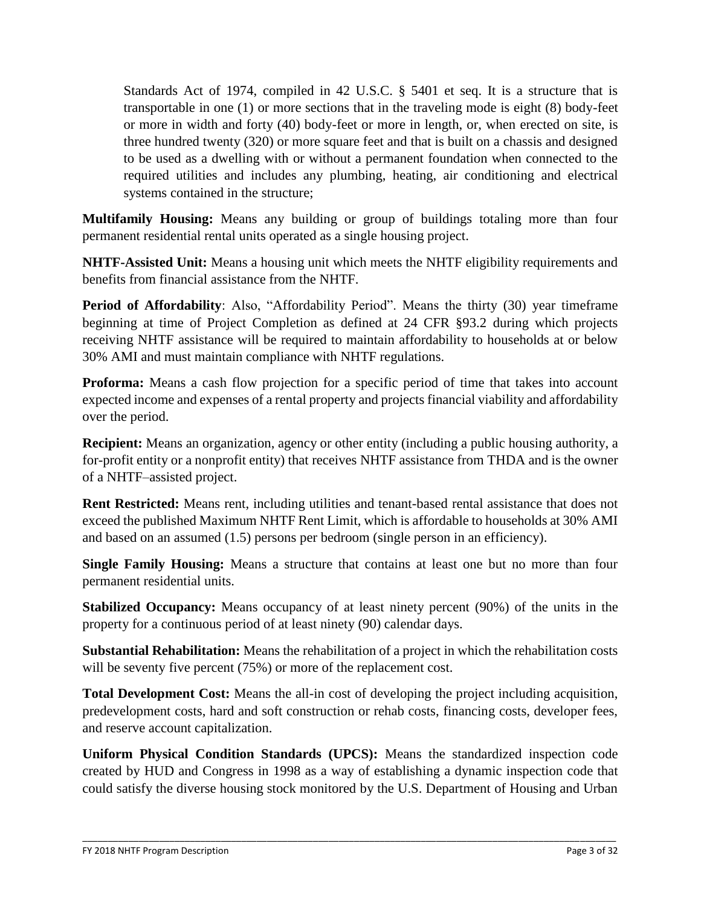Standards Act of 1974, compiled in 42 U.S.C. § 5401 et seq. It is a structure that is transportable in one (1) or more sections that in the traveling mode is eight (8) body-feet or more in width and forty (40) body-feet or more in length, or, when erected on site, is three hundred twenty (320) or more square feet and that is built on a chassis and designed to be used as a dwelling with or without a permanent foundation when connected to the required utilities and includes any plumbing, heating, air conditioning and electrical systems contained in the structure;

**Multifamily Housing:** Means any building or group of buildings totaling more than four permanent residential rental units operated as a single housing project.

**NHTF-Assisted Unit:** Means a housing unit which meets the NHTF eligibility requirements and benefits from financial assistance from the NHTF.

**Period of Affordability**: Also, "Affordability Period". Means the thirty (30) year timeframe beginning at time of Project Completion as defined at 24 CFR §93.2 during which projects receiving NHTF assistance will be required to maintain affordability to households at or below 30% AMI and must maintain compliance with NHTF regulations.

**Proforma:** Means a cash flow projection for a specific period of time that takes into account expected income and expenses of a rental property and projects financial viability and affordability over the period.

**Recipient:** Means an organization, agency or other entity (including a public housing authority, a for-profit entity or a nonprofit entity) that receives NHTF assistance from THDA and is the owner of a NHTF–assisted project.

**Rent Restricted:** Means rent, including utilities and tenant-based rental assistance that does not exceed the published Maximum NHTF Rent Limit, which is affordable to households at 30% AMI and based on an assumed (1.5) persons per bedroom (single person in an efficiency).

**Single Family Housing:** Means a structure that contains at least one but no more than four permanent residential units.

**Stabilized Occupancy:** Means occupancy of at least ninety percent (90%) of the units in the property for a continuous period of at least ninety (90) calendar days.

**Substantial Rehabilitation:** Means the rehabilitation of a project in which the rehabilitation costs will be seventy five percent (75%) or more of the replacement cost.

**Total Development Cost:** Means the all-in cost of developing the project including acquisition, predevelopment costs, hard and soft construction or rehab costs, financing costs, developer fees, and reserve account capitalization.

**Uniform Physical Condition Standards (UPCS):** Means the standardized inspection code created by HUD and Congress in 1998 as a way of establishing a dynamic inspection code that could satisfy the diverse housing stock monitored by the U.S. Department of Housing and Urban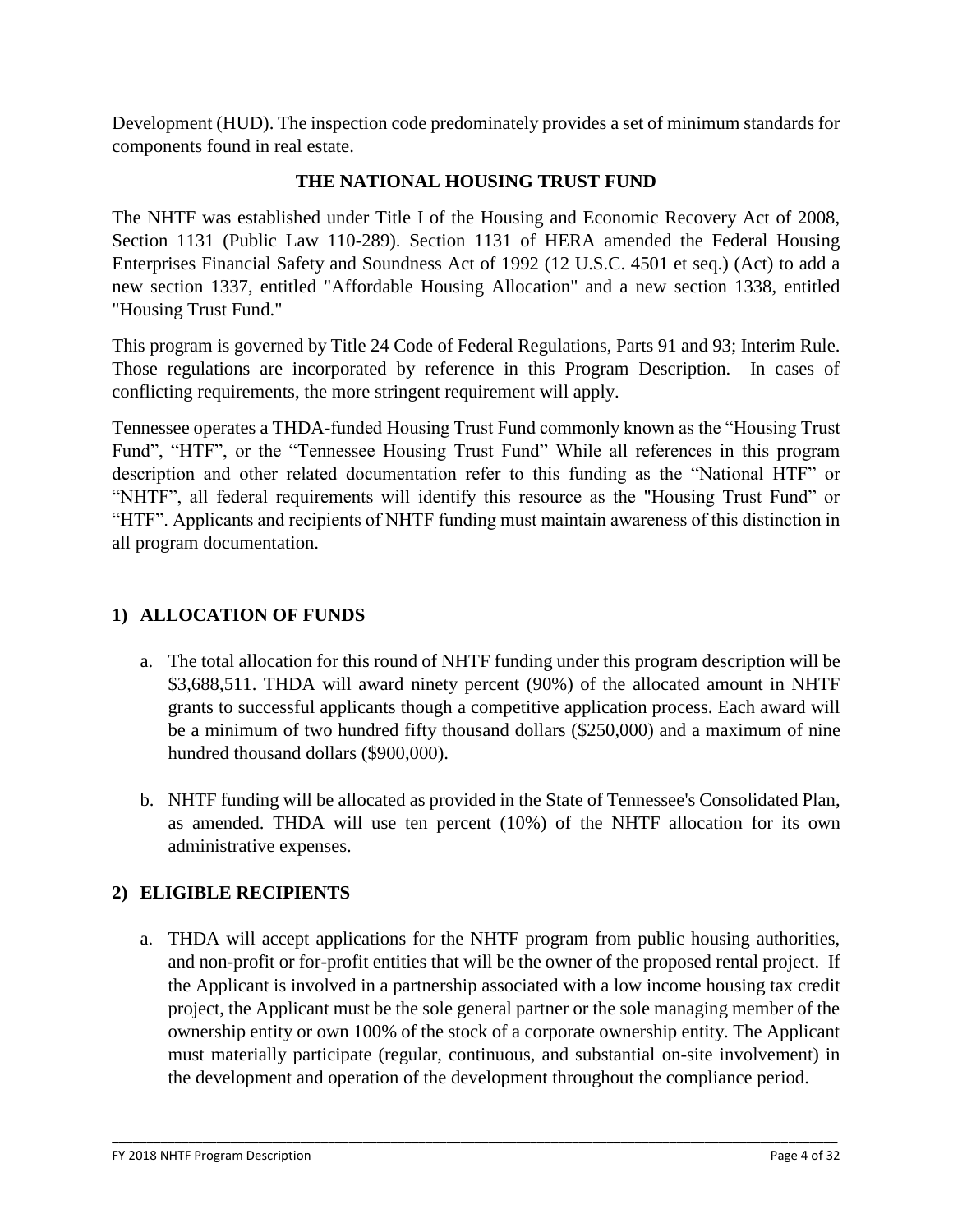Development (HUD). The inspection code predominately provides a set of minimum standards for components found in real estate.

## THE NATIONAL HOUSING TRUST FUND

The NHTF was established under Title I of the Housing and Economic Recovery Act of 2008, Section 1131 (Public Law 110-289). Section 1131 of HERA amended the Federal Housing Enterprises Financial Safety and Soundness Act of 1992 (12 U.S.C. 4501 et seq.) (Act) to add a new section 1337, entitled "Affordable Housing Allocation" and a new section 1338, entitled "Housing Trust Fund."

This program is governed by Title 24 Code of Federal Regulations, Parts 91 and 93; Interim Rule. Those regulations are incorporated by reference in this Program Description. In cases of conflicting requirements, the more stringent requirement will apply.

Tennessee operates a THDA-funded Housing Trust Fund commonly known as the "Housing Trust Fund", "HTF", or the "Tennessee Housing Trust Fund" While all references in this program description and other related documentation refer to this funding as the "National HTF" or "NHTF", all federal requirements will identify this resource as the "Housing Trust Fund" or "HTF". Applicants and recipients of NHTF funding must maintain awareness of this distinction in all program documentation.

## 1) ALLOCATION OF FUNDS

a. The total allocation for this round of NHTF funding under this program description will be $3,688,511. THDA will award ninety percent (90%) of the allocated amount in NHTF grants to successful applicants though a competitive application process. Each award will be a minimum of two hundred fifty thousand dollars ($250,000) and a maximum of nine hundred thousand dollars ($900,000).

b. NHTF funding will be allocated as provided in the State of Tennessee's Consolidated Plan, as amended. THDA will use ten percent (10%) of the NHTF allocation for its own administrative expenses.

## 2) ELIGIBLE RECIPIENTS

a. THDA will accept applications for the NHTF program from public housing authorities, and non-profit or for-profit entities that will be the owner of the proposed rental project. If the Applicant is involved in a partnership associated with a low income housing tax credit project, the Applicant must be the sole general partner or the sole managing member of the ownership entity or own 100% of the stock of a corporate ownership entity. The Applicant must materially participate (regular, continuous, and substantial on-site involvement) in the development and operation of the development throughout the compliance period.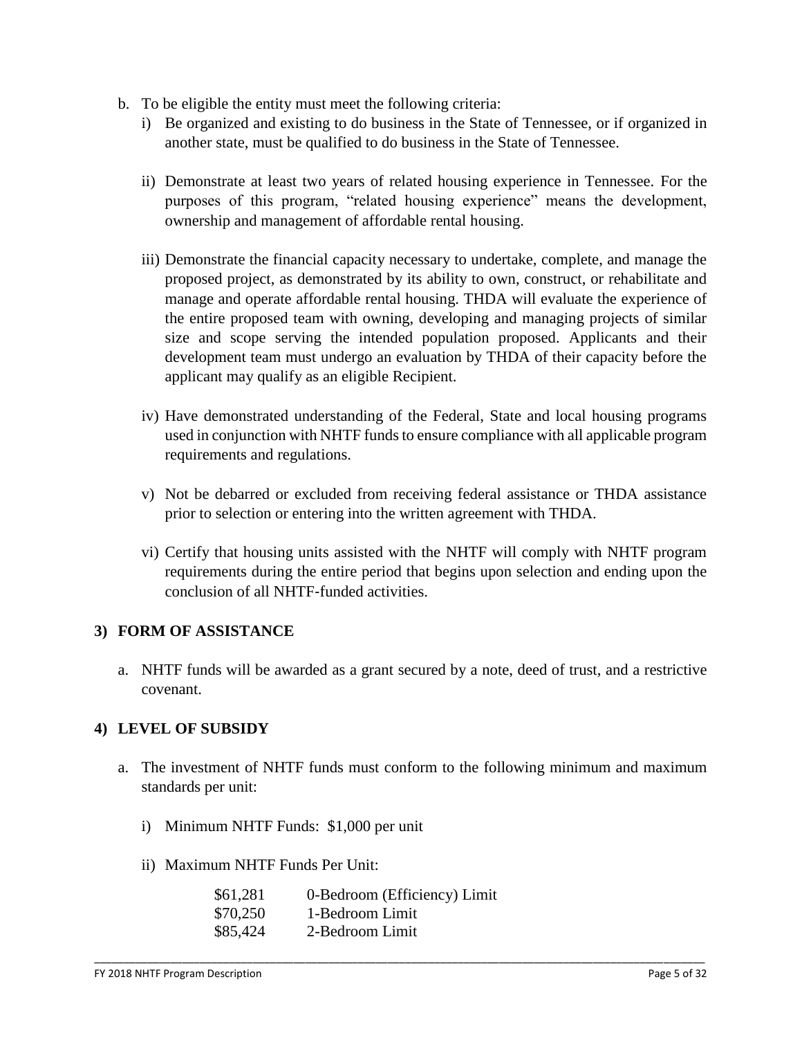b. To be eligible the entity must meet the following criteria:

   i) Be organized and existing to do business in the State of Tennessee, or if organized in another state, must be qualified to do business in the State of Tennessee.

   ii) Demonstrate at least two years of related housing experience in Tennessee. For the purposes of this program, "related housing experience" means the development, ownership and management of affordable rental housing.

   iii) Demonstrate the financial capacity necessary to undertake, complete, and manage the proposed project, as demonstrated by its ability to own, construct, or rehabilitate and manage and operate affordable rental housing. THDA will evaluate the experience of the entire proposed team with owning, developing and managing projects of similar size and scope serving the intended population proposed. Applicants and their development team must undergo an evaluation by THDA of their capacity before the applicant may qualify as an eligible Recipient.

   iv) Have demonstrated understanding of the Federal, State and local housing programs used in conjunction with NHTF funds to ensure compliance with all applicable program requirements and regulations.

   v) Not be debarred or excluded from receiving federal assistance or THDA assistance prior to selection or entering into the written agreement with THDA.

   vi) Certify that housing units assisted with the NHTF will comply with NHTF program requirements during the entire period that begins upon selection and ending upon the conclusion of all NHTF-funded activities.

## 3) FORM OF ASSISTANCE

a. NHTF funds will be awarded as a grant secured by a note, deed of trust, and a restrictive covenant.

## 4) LEVEL OF SUBSIDY

a. The investment of NHTF funds must conform to the following minimum and maximum standards per unit:

   i) Minimum NHTF Funds: $1,000 per unit

   ii) Maximum NHTF Funds Per Unit:

| | |
|---|---|
| $61,281 | 0-Bedroom (Efficiency) Limit |
| $70,250 | 1-Bedroom Limit |
| $85,424 | 2-Bedroom Limit |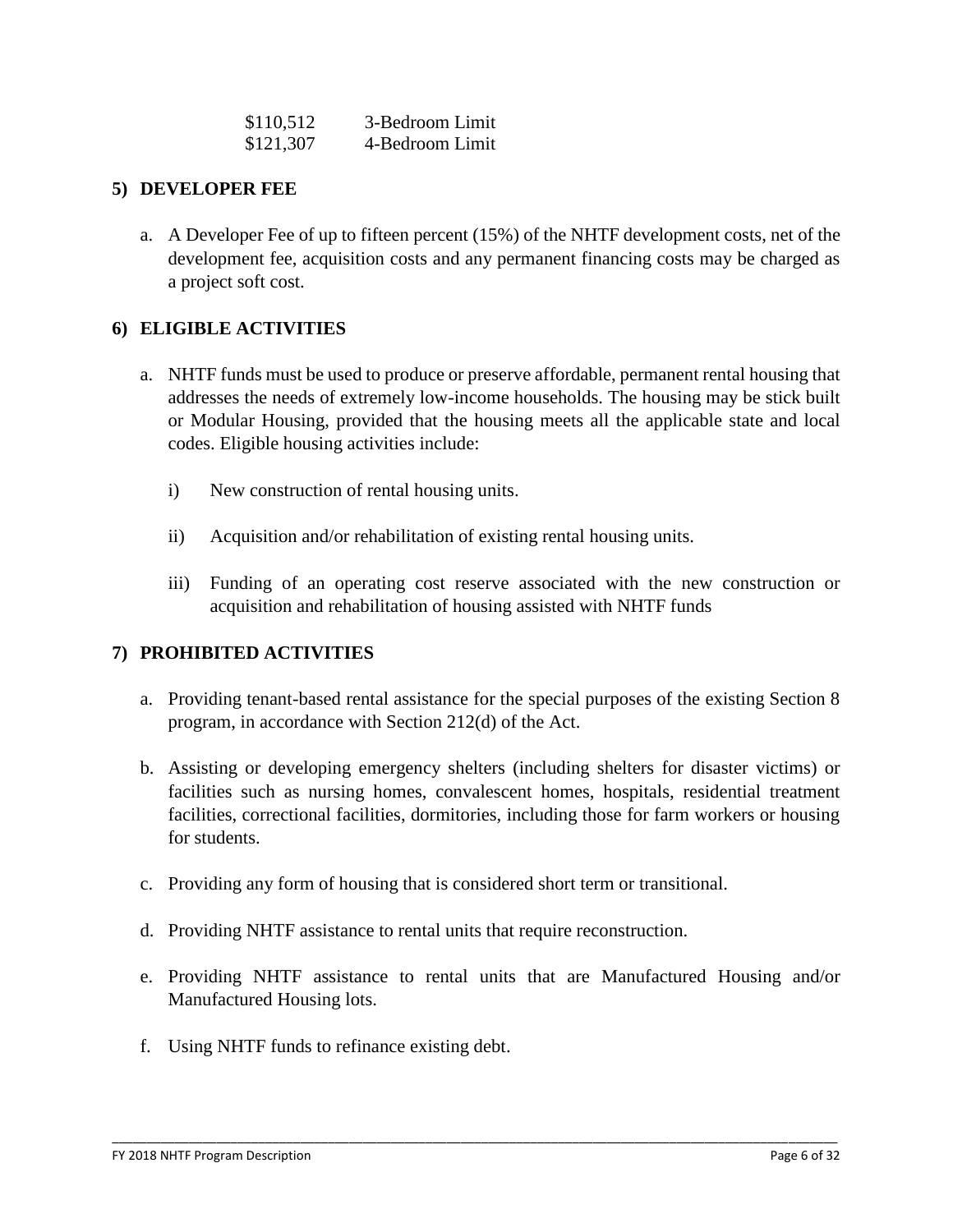| | |
|---|---|
| $110,512 | 3-Bedroom Limit |
| $121,307 | 4-Bedroom Limit |

## 5) DEVELOPER FEE

a. A Developer Fee of up to fifteen percent (15%) of the NHTF development costs, net of the development fee, acquisition costs and any permanent financing costs may be charged as a project soft cost.

## 6) ELIGIBLE ACTIVITIES

a. NHTF funds must be used to produce or preserve affordable, permanent rental housing that addresses the needs of extremely low-income households. The housing may be stick built or Modular Housing, provided that the housing meets all the applicable state and local codes. Eligible housing activities include:

   i) New construction of rental housing units.

   ii) Acquisition and/or rehabilitation of existing rental housing units.

   iii) Funding of an operating cost reserve associated with the new construction or acquisition and rehabilitation of housing assisted with NHTF funds

## 7) PROHIBITED ACTIVITIES

a. Providing tenant-based rental assistance for the special purposes of the existing Section 8 program, in accordance with Section 212(d) of the Act.

b. Assisting or developing emergency shelters (including shelters for disaster victims) or facilities such as nursing homes, convalescent homes, hospitals, residential treatment facilities, correctional facilities, dormitories, including those for farm workers or housing for students.

c. Providing any form of housing that is considered short term or transitional.

d. Providing NHTF assistance to rental units that require reconstruction.

e. Providing NHTF assistance to rental units that are Manufactured Housing and/or Manufactured Housing lots.

f. Using NHTF funds to refinance existing debt.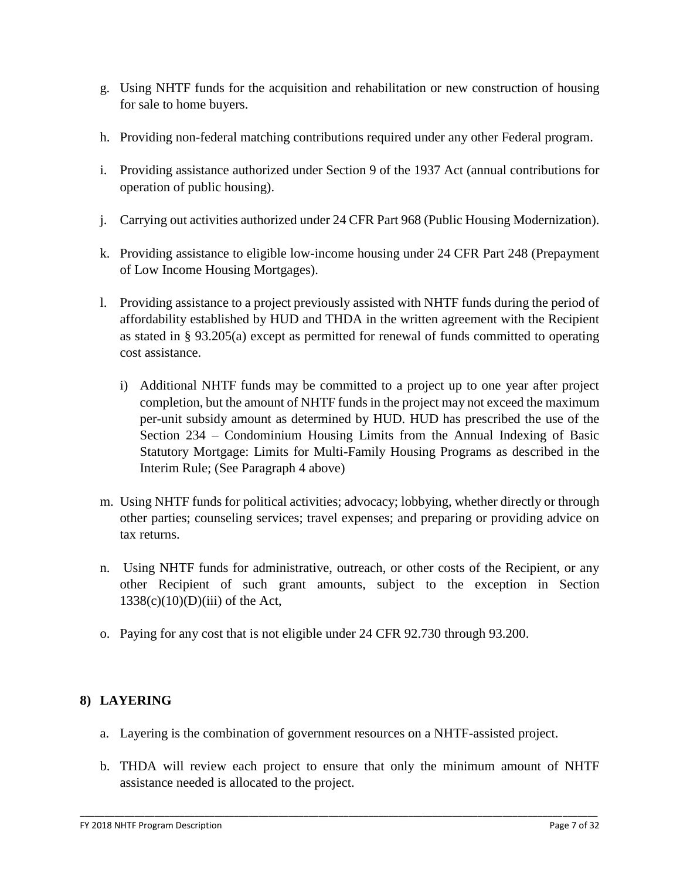g. Using NHTF funds for the acquisition and rehabilitation or new construction of housing for sale to home buyers.

h. Providing non-federal matching contributions required under any other Federal program.

i. Providing assistance authorized under Section 9 of the 1937 Act (annual contributions for operation of public housing).

j. Carrying out activities authorized under 24 CFR Part 968 (Public Housing Modernization).

k. Providing assistance to eligible low-income housing under 24 CFR Part 248 (Prepayment of Low Income Housing Mortgages).

l. Providing assistance to a project previously assisted with NHTF funds during the period of affordability established by HUD and THDA in the written agreement with the Recipient as stated in § 93.205(a) except as permitted for renewal of funds committed to operating cost assistance.

   i) Additional NHTF funds may be committed to a project up to one year after project completion, but the amount of NHTF funds in the project may not exceed the maximum per-unit subsidy amount as determined by HUD. HUD has prescribed the use of the Section 234 – Condominium Housing Limits from the Annual Indexing of Basic Statutory Mortgage: Limits for Multi-Family Housing Programs as described in the Interim Rule; (See Paragraph 4 above)

m. Using NHTF funds for political activities; advocacy; lobbying, whether directly or through other parties; counseling services; travel expenses; and preparing or providing advice on tax returns.

n. Using NHTF funds for administrative, outreach, or other costs of the Recipient, or any other Recipient of such grant amounts, subject to the exception in Section 1338(c)(10)(D)(iii) of the Act,

o. Paying for any cost that is not eligible under 24 CFR 92.730 through 93.200.

## 8) LAYERING

a. Layering is the combination of government resources on a NHTF-assisted project.

b. THDA will review each project to ensure that only the minimum amount of NHTF assistance needed is allocated to the project.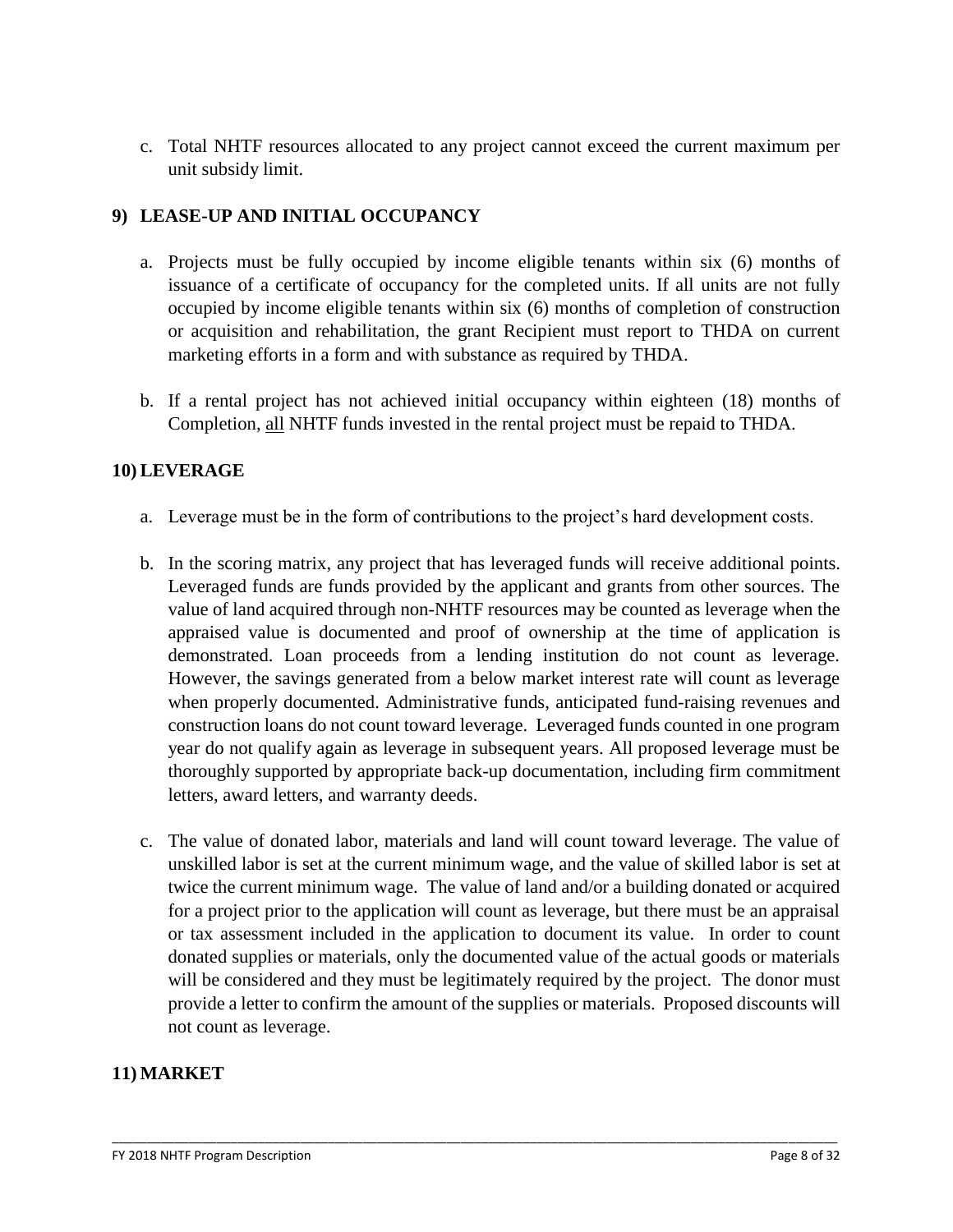c. Total NHTF resources allocated to any project cannot exceed the current maximum per unit subsidy limit.

## 9) LEASE-UP AND INITIAL OCCUPANCY

a. Projects must be fully occupied by income eligible tenants within six (6) months of issuance of a certificate of occupancy for the completed units. If all units are not fully occupied by income eligible tenants within six (6) months of completion of construction or acquisition and rehabilitation, the grant Recipient must report to THDA on current marketing efforts in a form and with substance as required by THDA.

b. If a rental project has not achieved initial occupancy within eighteen (18) months of Completion, <u>all</u> NHTF funds invested in the rental project must be repaid to THDA.

## 10) LEVERAGE

a. Leverage must be in the form of contributions to the project's hard development costs.

b. In the scoring matrix, any project that has leveraged funds will receive additional points. Leveraged funds are funds provided by the applicant and grants from other sources. The value of land acquired through non-NHTF resources may be counted as leverage when the appraised value is documented and proof of ownership at the time of application is demonstrated. Loan proceeds from a lending institution do not count as leverage. However, the savings generated from a below market interest rate will count as leverage when properly documented. Administrative funds, anticipated fund-raising revenues and construction loans do not count toward leverage. Leveraged funds counted in one program year do not qualify again as leverage in subsequent years. All proposed leverage must be thoroughly supported by appropriate back-up documentation, including firm commitment letters, award letters, and warranty deeds.

c. The value of donated labor, materials and land will count toward leverage. The value of unskilled labor is set at the current minimum wage, and the value of skilled labor is set at twice the current minimum wage. The value of land and/or a building donated or acquired for a project prior to the application will count as leverage, but there must be an appraisal or tax assessment included in the application to document its value. In order to count donated supplies or materials, only the documented value of the actual goods or materials will be considered and they must be legitimately required by the project. The donor must provide a letter to confirm the amount of the supplies or materials. Proposed discounts will not count as leverage.

## 11) MARKET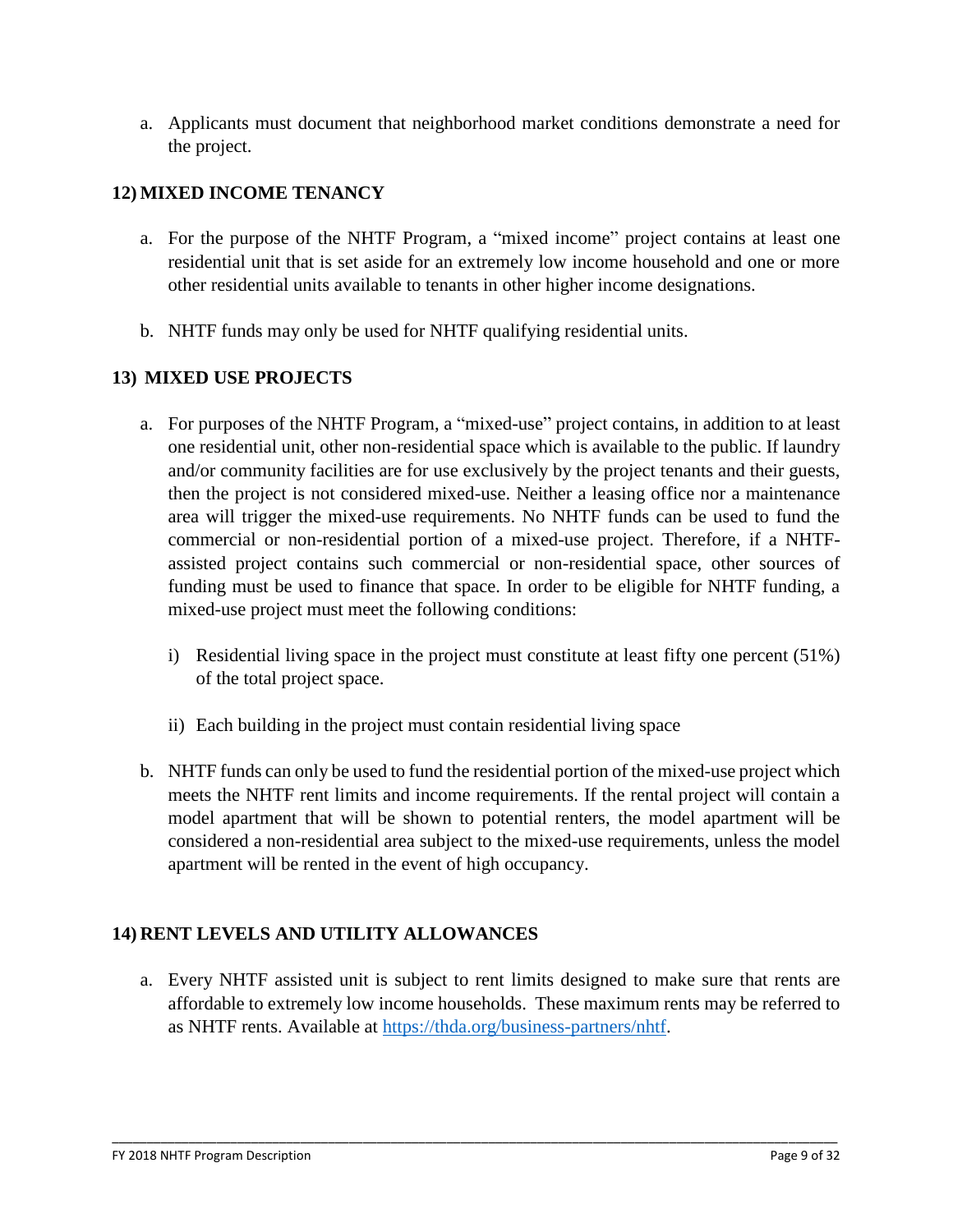a. Applicants must document that neighborhood market conditions demonstrate a need for the project.

## 12) MIXED INCOME TENANCY

a. For the purpose of the NHTF Program, a "mixed income" project contains at least one residential unit that is set aside for an extremely low income household and one or more other residential units available to tenants in other higher income designations.

b. NHTF funds may only be used for NHTF qualifying residential units.

## 13) MIXED USE PROJECTS

a. For purposes of the NHTF Program, a "mixed-use" project contains, in addition to at least one residential unit, other non-residential space which is available to the public. If laundry and/or community facilities are for use exclusively by the project tenants and their guests, then the project is not considered mixed-use. Neither a leasing office nor a maintenance area will trigger the mixed-use requirements. No NHTF funds can be used to fund the commercial or non-residential portion of a mixed-use project. Therefore, if a NHTF-assisted project contains such commercial or non-residential space, other sources of funding must be used to finance that space. In order to be eligible for NHTF funding, a mixed-use project must meet the following conditions:

   i) Residential living space in the project must constitute at least fifty one percent (51%) of the total project space.

   ii) Each building in the project must contain residential living space

b. NHTF funds can only be used to fund the residential portion of the mixed-use project which meets the NHTF rent limits and income requirements. If the rental project will contain a model apartment that will be shown to potential renters, the model apartment will be considered a non-residential area subject to the mixed-use requirements, unless the model apartment will be rented in the event of high occupancy.

## 14) RENT LEVELS AND UTILITY ALLOWANCES

a. Every NHTF assisted unit is subject to rent limits designed to make sure that rents are affordable to extremely low income households. These maximum rents may be referred to as NHTF rents. Available at [https://thda.org/business-partners/nhtf](https://thda.org/business-partners/nhtf).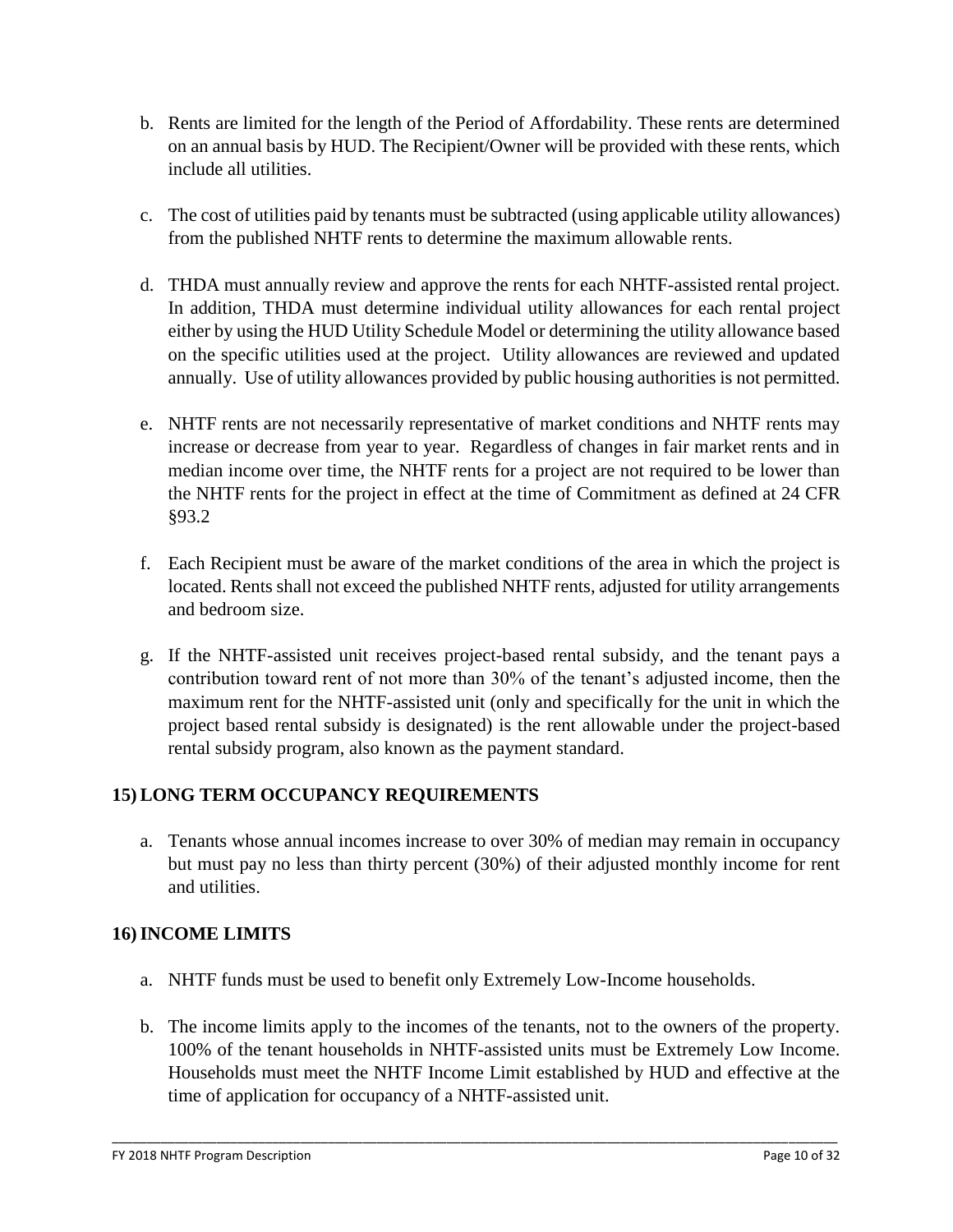b. Rents are limited for the length of the Period of Affordability. These rents are determined on an annual basis by HUD. The Recipient/Owner will be provided with these rents, which include all utilities.

c. The cost of utilities paid by tenants must be subtracted (using applicable utility allowances) from the published NHTF rents to determine the maximum allowable rents.

d. THDA must annually review and approve the rents for each NHTF-assisted rental project. In addition, THDA must determine individual utility allowances for each rental project either by using the HUD Utility Schedule Model or determining the utility allowance based on the specific utilities used at the project. Utility allowances are reviewed and updated annually. Use of utility allowances provided by public housing authorities is not permitted.

e. NHTF rents are not necessarily representative of market conditions and NHTF rents may increase or decrease from year to year. Regardless of changes in fair market rents and in median income over time, the NHTF rents for a project are not required to be lower than the NHTF rents for the project in effect at the time of Commitment as defined at 24 CFR §93.2

f. Each Recipient must be aware of the market conditions of the area in which the project is located. Rents shall not exceed the published NHTF rents, adjusted for utility arrangements and bedroom size.

g. If the NHTF-assisted unit receives project-based rental subsidy, and the tenant pays a contribution toward rent of not more than 30% of the tenant's adjusted income, then the maximum rent for the NHTF-assisted unit (only and specifically for the unit in which the project based rental subsidy is designated) is the rent allowable under the project-based rental subsidy program, also known as the payment standard.

## 15) LONG TERM OCCUPANCY REQUIREMENTS

a. Tenants whose annual incomes increase to over 30% of median may remain in occupancy but must pay no less than thirty percent (30%) of their adjusted monthly income for rent and utilities.

## 16) INCOME LIMITS

a. NHTF funds must be used to benefit only Extremely Low-Income households.

b. The income limits apply to the incomes of the tenants, not to the owners of the property. 100% of the tenant households in NHTF-assisted units must be Extremely Low Income. Households must meet the NHTF Income Limit established by HUD and effective at the time of application for occupancy of a NHTF-assisted unit.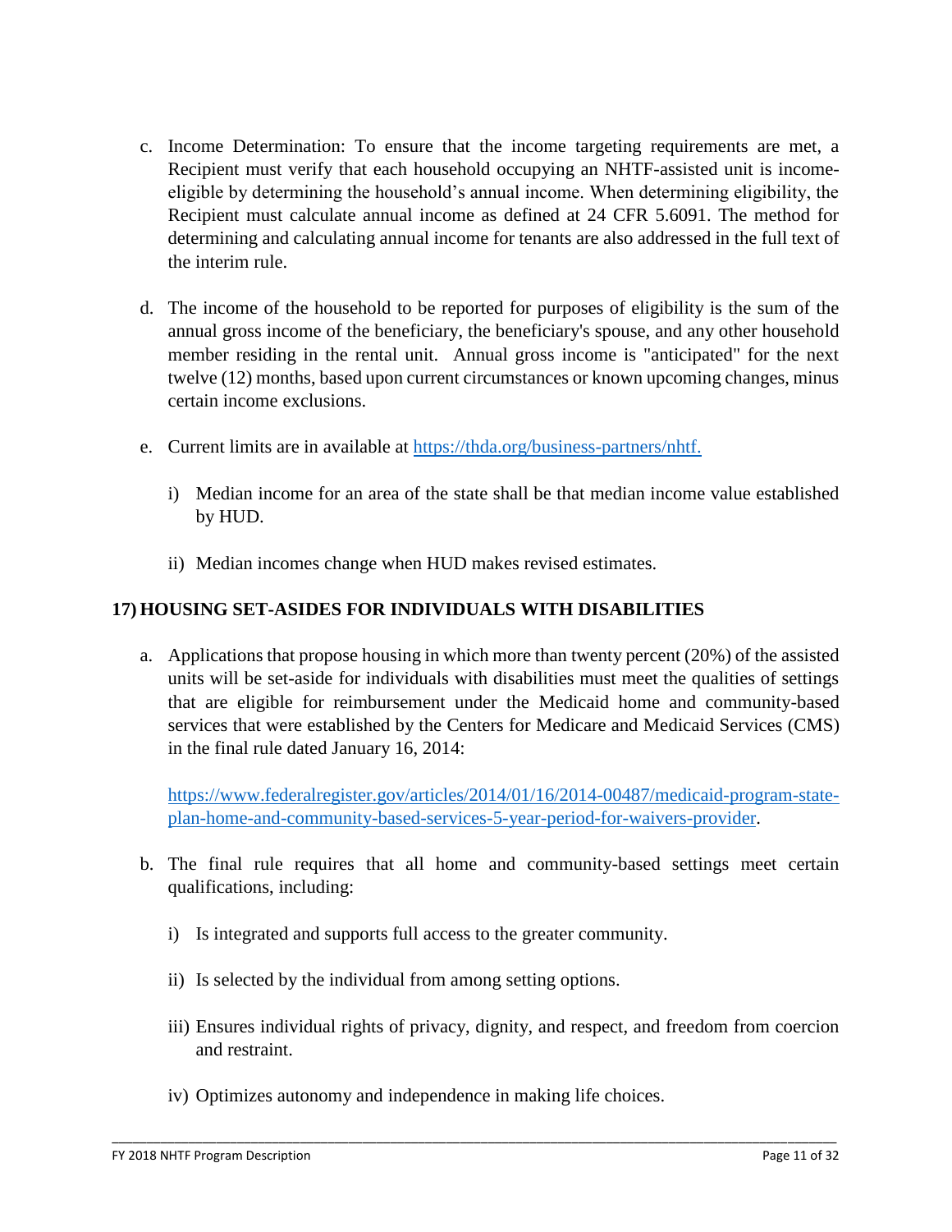c. Income Determination: To ensure that the income targeting requirements are met, a Recipient must verify that each household occupying an NHTF-assisted unit is income-eligible by determining the household's annual income. When determining eligibility, the Recipient must calculate annual income as defined at 24 CFR 5.6091. The method for determining and calculating annual income for tenants are also addressed in the full text of the interim rule.

d. The income of the household to be reported for purposes of eligibility is the sum of the annual gross income of the beneficiary, the beneficiary's spouse, and any other household member residing in the rental unit. Annual gross income is "anticipated" for the next twelve (12) months, based upon current circumstances or known upcoming changes, minus certain income exclusions.

e. Current limits are in available at https://thda.org/business-partners/nhtf.

   i) Median income for an area of the state shall be that median income value established by HUD.

   ii) Median incomes change when HUD makes revised estimates.

## 17) HOUSING SET-ASIDES FOR INDIVIDUALS WITH DISABILITIES

a. Applications that propose housing in which more than twenty percent (20%) of the assisted units will be set-aside for individuals with disabilities must meet the qualities of settings that are eligible for reimbursement under the Medicaid home and community-based services that were established by the Centers for Medicare and Medicaid Services (CMS) in the final rule dated January 16, 2014:

   https://www.federalregister.gov/articles/2014/01/16/2014-00487/medicaid-program-state-plan-home-and-community-based-services-5-year-period-for-waivers-provider.

b. The final rule requires that all home and community-based settings meet certain qualifications, including:

   i) Is integrated and supports full access to the greater community.

   ii) Is selected by the individual from among setting options.

   iii) Ensures individual rights of privacy, dignity, and respect, and freedom from coercion and restraint.

   iv) Optimizes autonomy and independence in making life choices.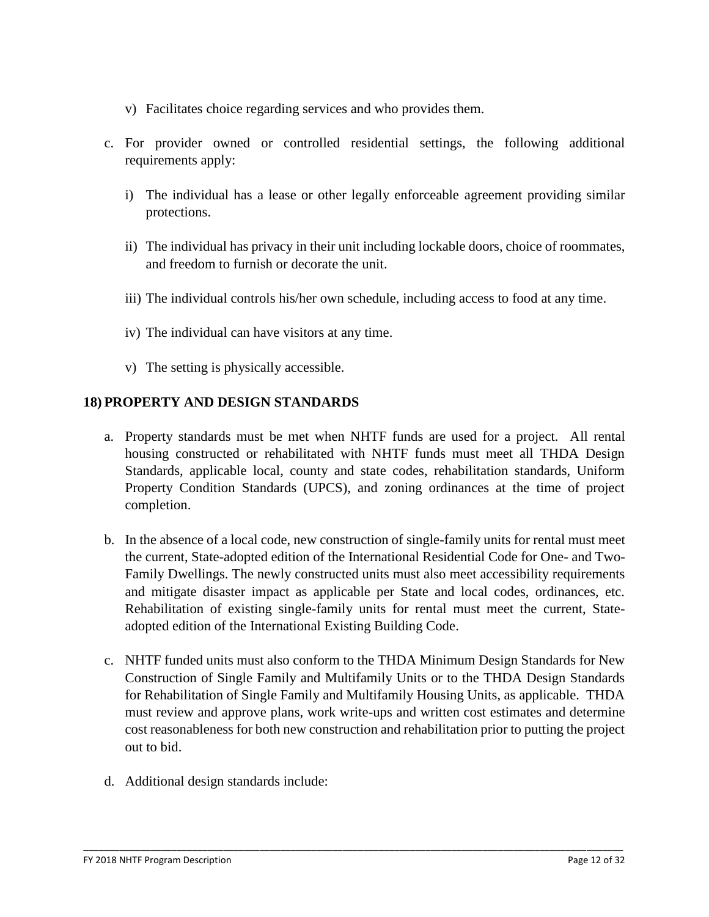v) Facilitates choice regarding services and who provides them.

c. For provider owned or controlled residential settings, the following additional requirements apply:

   i) The individual has a lease or other legally enforceable agreement providing similar protections.

   ii) The individual has privacy in their unit including lockable doors, choice of roommates, and freedom to furnish or decorate the unit.

   iii) The individual controls his/her own schedule, including access to food at any time.

   iv) The individual can have visitors at any time.

   v) The setting is physically accessible.

## 18) PROPERTY AND DESIGN STANDARDS

a. Property standards must be met when NHTF funds are used for a project. All rental housing constructed or rehabilitated with NHTF funds must meet all THDA Design Standards, applicable local, county and state codes, rehabilitation standards, Uniform Property Condition Standards (UPCS), and zoning ordinances at the time of project completion.

b. In the absence of a local code, new construction of single-family units for rental must meet the current, State-adopted edition of the International Residential Code for One- and Two-Family Dwellings. The newly constructed units must also meet accessibility requirements and mitigate disaster impact as applicable per State and local codes, ordinances, etc. Rehabilitation of existing single-family units for rental must meet the current, State-adopted edition of the International Existing Building Code.

c. NHTF funded units must also conform to the THDA Minimum Design Standards for New Construction of Single Family and Multifamily Units or to the THDA Design Standards for Rehabilitation of Single Family and Multifamily Housing Units, as applicable. THDA must review and approve plans, work write-ups and written cost estimates and determine cost reasonableness for both new construction and rehabilitation prior to putting the project out to bid.

d. Additional design standards include: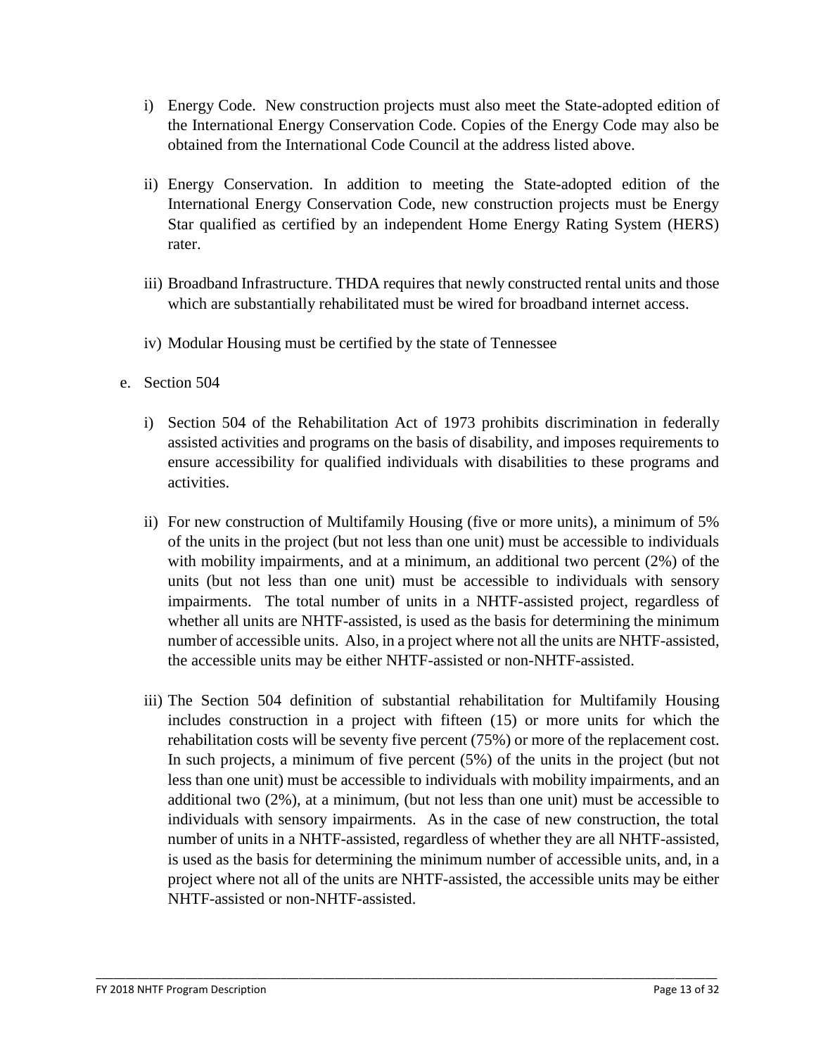i) Energy Code. New construction projects must also meet the State-adopted edition of the International Energy Conservation Code. Copies of the Energy Code may also be obtained from the International Code Council at the address listed above.

ii) Energy Conservation. In addition to meeting the State-adopted edition of the International Energy Conservation Code, new construction projects must be Energy Star qualified as certified by an independent Home Energy Rating System (HERS) rater.

iii) Broadband Infrastructure. THDA requires that newly constructed rental units and those which are substantially rehabilitated must be wired for broadband internet access.

iv) Modular Housing must be certified by the state of Tennessee

e. Section 504

i) Section 504 of the Rehabilitation Act of 1973 prohibits discrimination in federally assisted activities and programs on the basis of disability, and imposes requirements to ensure accessibility for qualified individuals with disabilities to these programs and activities.

ii) For new construction of Multifamily Housing (five or more units), a minimum of 5% of the units in the project (but not less than one unit) must be accessible to individuals with mobility impairments, and at a minimum, an additional two percent (2%) of the units (but not less than one unit) must be accessible to individuals with sensory impairments. The total number of units in a NHTF-assisted project, regardless of whether all units are NHTF-assisted, is used as the basis for determining the minimum number of accessible units. Also, in a project where not all the units are NHTF-assisted, the accessible units may be either NHTF-assisted or non-NHTF-assisted.

iii) The Section 504 definition of substantial rehabilitation for Multifamily Housing includes construction in a project with fifteen (15) or more units for which the rehabilitation costs will be seventy five percent (75%) or more of the replacement cost. In such projects, a minimum of five percent (5%) of the units in the project (but not less than one unit) must be accessible to individuals with mobility impairments, and an additional two (2%), at a minimum, (but not less than one unit) must be accessible to individuals with sensory impairments. As in the case of new construction, the total number of units in a NHTF-assisted, regardless of whether they are all NHTF-assisted, is used as the basis for determining the minimum number of accessible units, and, in a project where not all of the units are NHTF-assisted, the accessible units may be either NHTF-assisted or non-NHTF-assisted.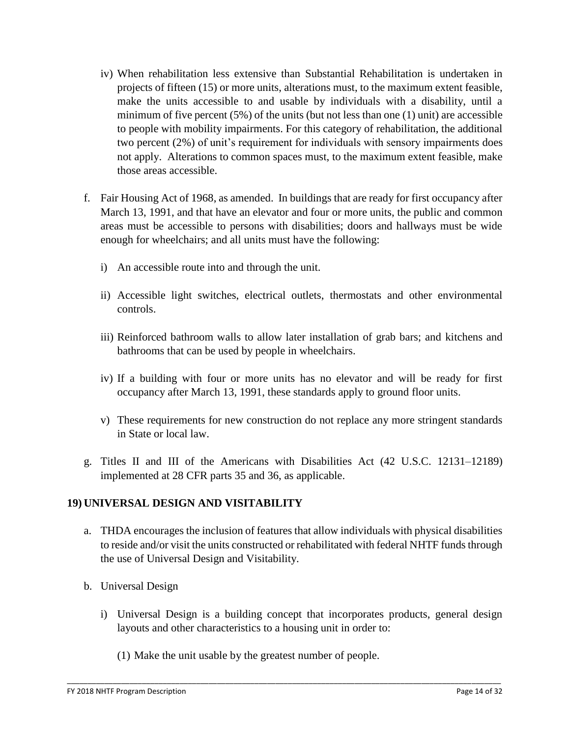iv) When rehabilitation less extensive than Substantial Rehabilitation is undertaken in projects of fifteen (15) or more units, alterations must, to the maximum extent feasible, make the units accessible to and usable by individuals with a disability, until a minimum of five percent (5%) of the units (but not less than one (1) unit) are accessible to people with mobility impairments. For this category of rehabilitation, the additional two percent (2%) of unit's requirement for individuals with sensory impairments does not apply. Alterations to common spaces must, to the maximum extent feasible, make those areas accessible.

f. Fair Housing Act of 1968, as amended. In buildings that are ready for first occupancy after March 13, 1991, and that have an elevator and four or more units, the public and common areas must be accessible to persons with disabilities; doors and hallways must be wide enough for wheelchairs; and all units must have the following:

   i) An accessible route into and through the unit.

   ii) Accessible light switches, electrical outlets, thermostats and other environmental controls.

   iii) Reinforced bathroom walls to allow later installation of grab bars; and kitchens and bathrooms that can be used by people in wheelchairs.

   iv) If a building with four or more units has no elevator and will be ready for first occupancy after March 13, 1991, these standards apply to ground floor units.

   v) These requirements for new construction do not replace any more stringent standards in State or local law.

g. Titles II and III of the Americans with Disabilities Act (42 U.S.C. 12131–12189) implemented at 28 CFR parts 35 and 36, as applicable.

## 19) UNIVERSAL DESIGN AND VISITABILITY

a. THDA encourages the inclusion of features that allow individuals with physical disabilities to reside and/or visit the units constructed or rehabilitated with federal NHTF funds through the use of Universal Design and Visitability.

b. Universal Design

   i) Universal Design is a building concept that incorporates products, general design layouts and other characteristics to a housing unit in order to:

      (1) Make the unit usable by the greatest number of people.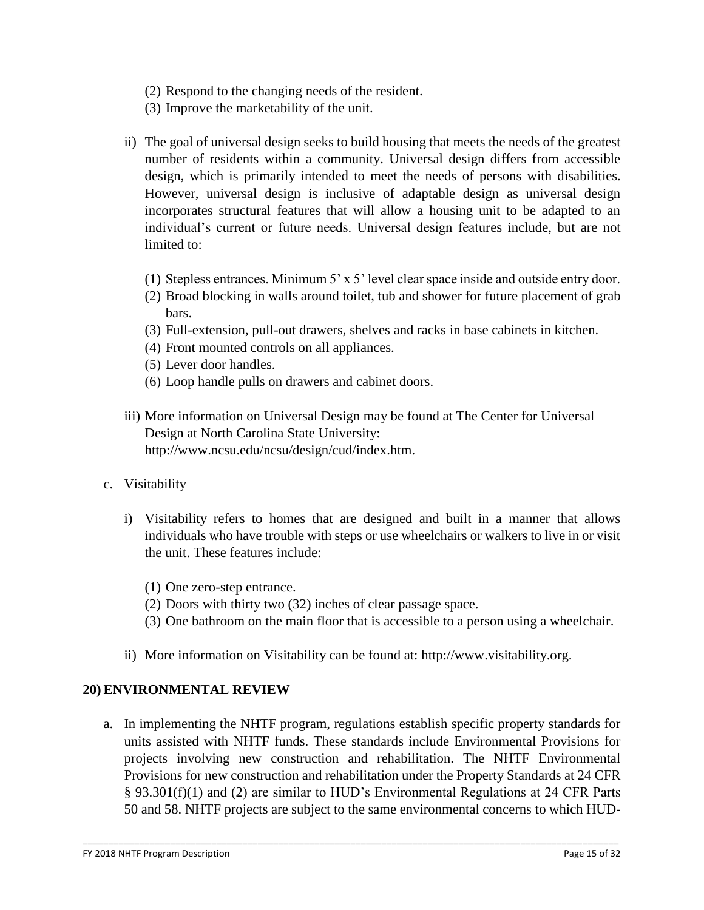(2) Respond to the changing needs of the resident.
(3) Improve the marketability of the unit.

ii) The goal of universal design seeks to build housing that meets the needs of the greatest number of residents within a community. Universal design differs from accessible design, which is primarily intended to meet the needs of persons with disabilities. However, universal design is inclusive of adaptable design as universal design incorporates structural features that will allow a housing unit to be adapted to an individual's current or future needs. Universal design features include, but are not limited to:

(1) Stepless entrances. Minimum 5' x 5' level clear space inside and outside entry door.
(2) Broad blocking in walls around toilet, tub and shower for future placement of grab bars.
(3) Full-extension, pull-out drawers, shelves and racks in base cabinets in kitchen.
(4) Front mounted controls on all appliances.
(5) Lever door handles.
(6) Loop handle pulls on drawers and cabinet doors.

iii) More information on Universal Design may be found at The Center for Universal Design at North Carolina State University: http://www.ncsu.edu/ncsu/design/cud/index.htm.

c. Visitability

i) Visitability refers to homes that are designed and built in a manner that allows individuals who have trouble with steps or use wheelchairs or walkers to live in or visit the unit. These features include:

(1) One zero-step entrance.
(2) Doors with thirty two (32) inches of clear passage space.
(3) One bathroom on the main floor that is accessible to a person using a wheelchair.

ii) More information on Visitability can be found at: http://www.visitability.org.

## 20) ENVIRONMENTAL REVIEW

a. In implementing the NHTF program, regulations establish specific property standards for units assisted with NHTF funds. These standards include Environmental Provisions for projects involving new construction and rehabilitation. The NHTF Environmental Provisions for new construction and rehabilitation under the Property Standards at 24 CFR § 93.301(f)(1) and (2) are similar to HUD's Environmental Regulations at 24 CFR Parts 50 and 58. NHTF projects are subject to the same environmental concerns to which HUD-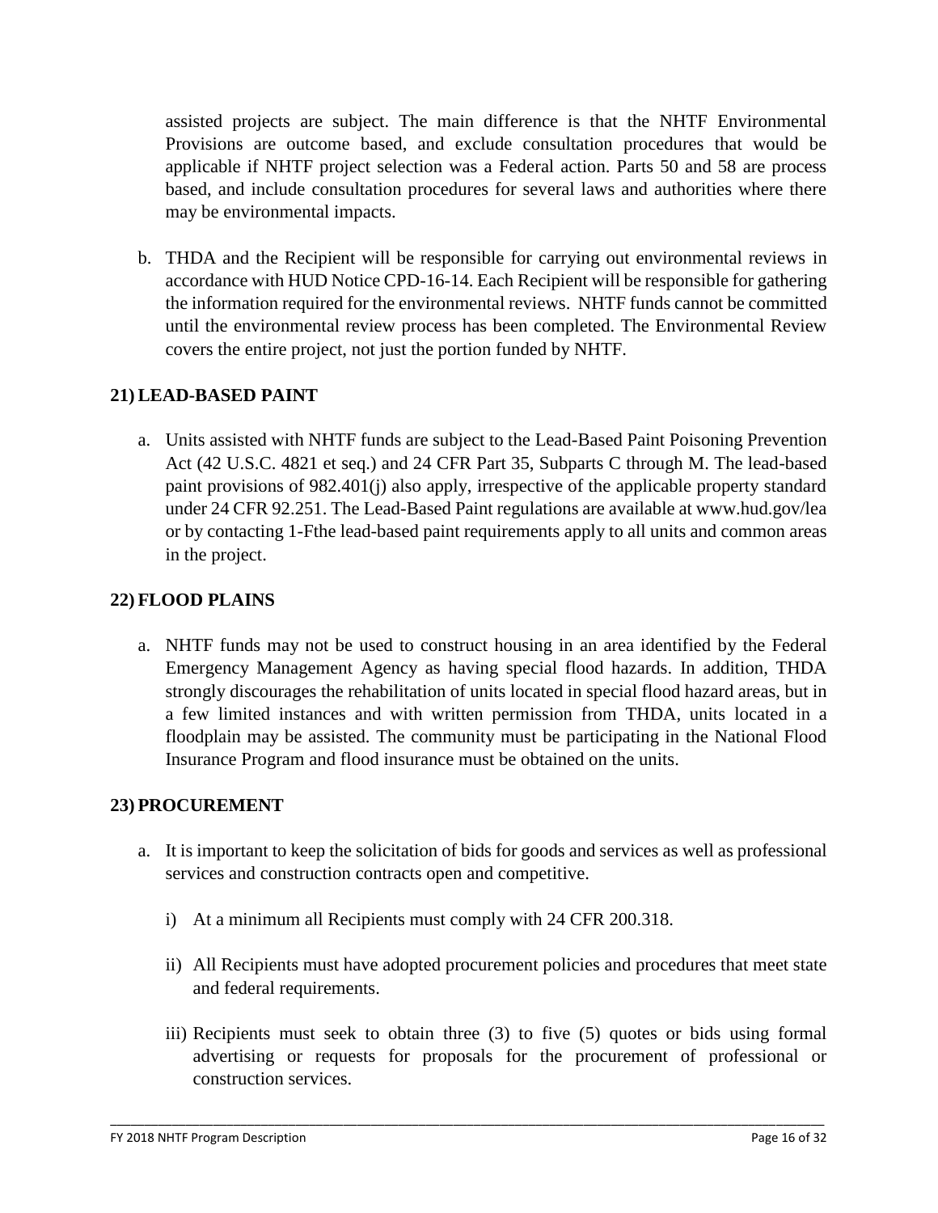assisted projects are subject. The main difference is that the NHTF Environmental Provisions are outcome based, and exclude consultation procedures that would be applicable if NHTF project selection was a Federal action. Parts 50 and 58 are process based, and include consultation procedures for several laws and authorities where there may be environmental impacts.

b. THDA and the Recipient will be responsible for carrying out environmental reviews in accordance with HUD Notice CPD-16-14. Each Recipient will be responsible for gathering the information required for the environmental reviews. NHTF funds cannot be committed until the environmental review process has been completed. The Environmental Review covers the entire project, not just the portion funded by NHTF.

## 21) LEAD-BASED PAINT

a. Units assisted with NHTF funds are subject to the Lead-Based Paint Poisoning Prevention Act (42 U.S.C. 4821 et seq.) and 24 CFR Part 35, Subparts C through M. The lead-based paint provisions of 982.401(j) also apply, irrespective of the applicable property standard under 24 CFR 92.251. The Lead-Based Paint regulations are available at www.hud.gov/lea or by contacting 1-Fthe lead-based paint requirements apply to all units and common areas in the project.

## 22) FLOOD PLAINS

a. NHTF funds may not be used to construct housing in an area identified by the Federal Emergency Management Agency as having special flood hazards. In addition, THDA strongly discourages the rehabilitation of units located in special flood hazard areas, but in a few limited instances and with written permission from THDA, units located in a floodplain may be assisted. The community must be participating in the National Flood Insurance Program and flood insurance must be obtained on the units.

## 23) PROCUREMENT

a. It is important to keep the solicitation of bids for goods and services as well as professional services and construction contracts open and competitive.

   i) At a minimum all Recipients must comply with 24 CFR 200.318.

   ii) All Recipients must have adopted procurement policies and procedures that meet state and federal requirements.

   iii) Recipients must seek to obtain three (3) to five (5) quotes or bids using formal advertising or requests for proposals for the procurement of professional or construction services.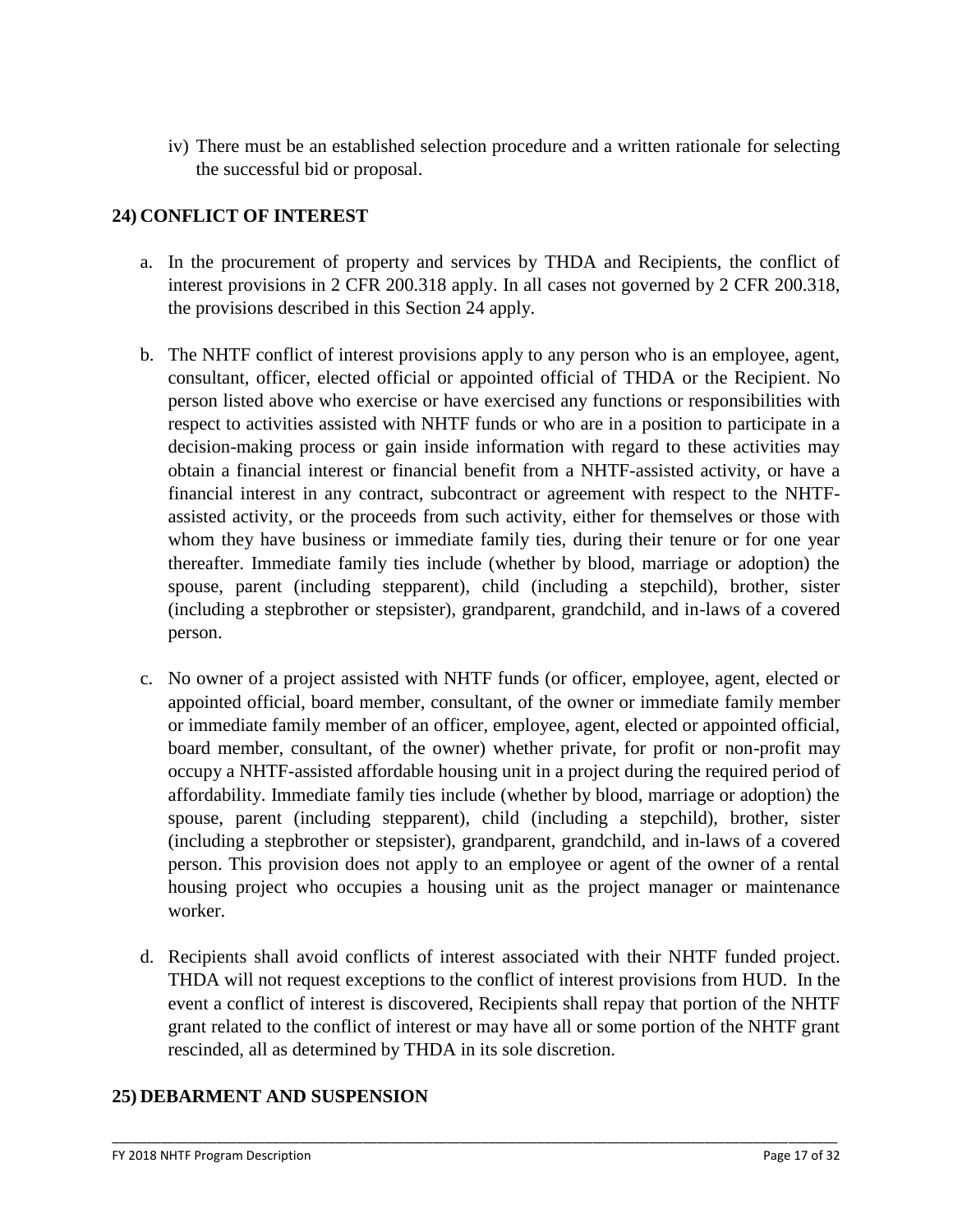iv) There must be an established selection procedure and a written rationale for selecting the successful bid or proposal.

## 24) CONFLICT OF INTEREST

a. In the procurement of property and services by THDA and Recipients, the conflict of interest provisions in 2 CFR 200.318 apply. In all cases not governed by 2 CFR 200.318, the provisions described in this Section 24 apply.

b. The NHTF conflict of interest provisions apply to any person who is an employee, agent, consultant, officer, elected official or appointed official of THDA or the Recipient. No person listed above who exercise or have exercised any functions or responsibilities with respect to activities assisted with NHTF funds or who are in a position to participate in a decision-making process or gain inside information with regard to these activities may obtain a financial interest or financial benefit from a NHTF-assisted activity, or have a financial interest in any contract, subcontract or agreement with respect to the NHTF-assisted activity, or the proceeds from such activity, either for themselves or those with whom they have business or immediate family ties, during their tenure or for one year thereafter. Immediate family ties include (whether by blood, marriage or adoption) the spouse, parent (including stepparent), child (including a stepchild), brother, sister (including a stepbrother or stepsister), grandparent, grandchild, and in-laws of a covered person.

c. No owner of a project assisted with NHTF funds (or officer, employee, agent, elected or appointed official, board member, consultant, of the owner or immediate family member or immediate family member of an officer, employee, agent, elected or appointed official, board member, consultant, of the owner) whether private, for profit or non-profit may occupy a NHTF-assisted affordable housing unit in a project during the required period of affordability. Immediate family ties include (whether by blood, marriage or adoption) the spouse, parent (including stepparent), child (including a stepchild), brother, sister (including a stepbrother or stepsister), grandparent, grandchild, and in-laws of a covered person. This provision does not apply to an employee or agent of the owner of a rental housing project who occupies a housing unit as the project manager or maintenance worker.

d. Recipients shall avoid conflicts of interest associated with their NHTF funded project. THDA will not request exceptions to the conflict of interest provisions from HUD. In the event a conflict of interest is discovered, Recipients shall repay that portion of the NHTF grant related to the conflict of interest or may have all or some portion of the NHTF grant rescinded, all as determined by THDA in its sole discretion.

## 25) DEBARMENT AND SUSPENSION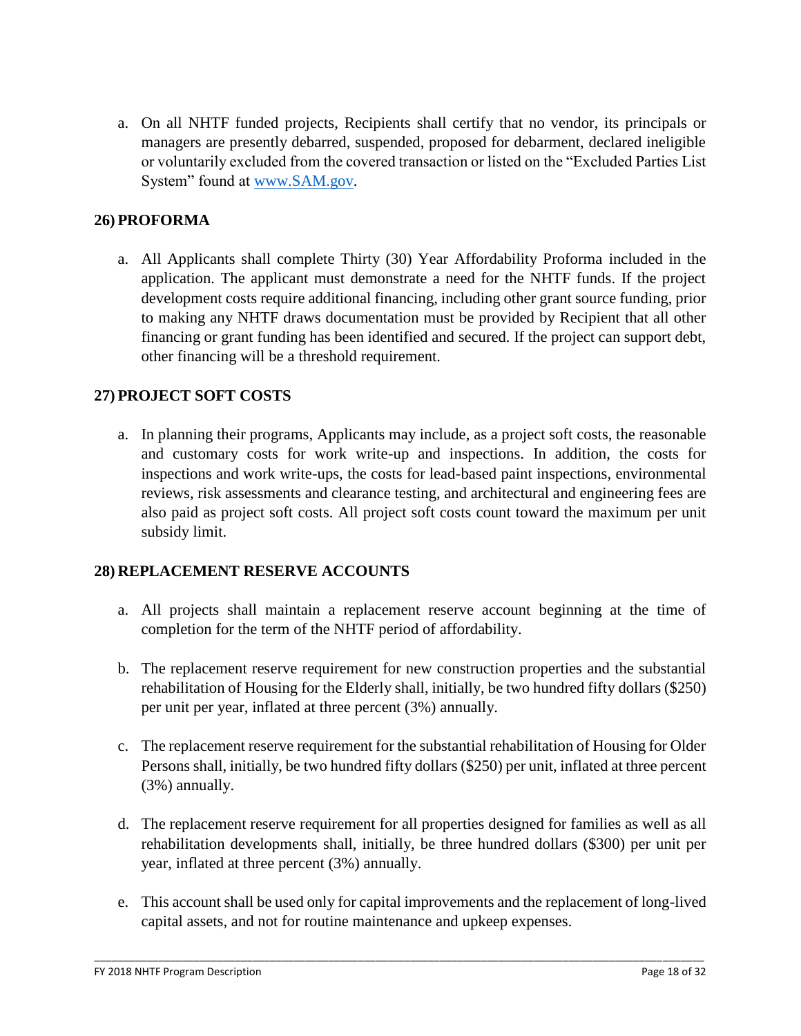a. On all NHTF funded projects, Recipients shall certify that no vendor, its principals or managers are presently debarred, suspended, proposed for debarment, declared ineligible or voluntarily excluded from the covered transaction or listed on the "Excluded Parties List System" found at [www.SAM.gov](http://www.SAM.gov).

## 26) PROFORMA

a. All Applicants shall complete Thirty (30) Year Affordability Proforma included in the application. The applicant must demonstrate a need for the NHTF funds. If the project development costs require additional financing, including other grant source funding, prior to making any NHTF draws documentation must be provided by Recipient that all other financing or grant funding has been identified and secured. If the project can support debt, other financing will be a threshold requirement.

## 27) PROJECT SOFT COSTS

a. In planning their programs, Applicants may include, as a project soft costs, the reasonable and customary costs for work write-up and inspections. In addition, the costs for inspections and work write-ups, the costs for lead-based paint inspections, environmental reviews, risk assessments and clearance testing, and architectural and engineering fees are also paid as project soft costs. All project soft costs count toward the maximum per unit subsidy limit.

## 28) REPLACEMENT RESERVE ACCOUNTS

a. All projects shall maintain a replacement reserve account beginning at the time of completion for the term of the NHTF period of affordability.

b. The replacement reserve requirement for new construction properties and the substantial rehabilitation of Housing for the Elderly shall, initially, be two hundred fifty dollars ($250) per unit per year, inflated at three percent (3%) annually.

c. The replacement reserve requirement for the substantial rehabilitation of Housing for Older Persons shall, initially, be two hundred fifty dollars ($250) per unit, inflated at three percent (3%) annually.

d. The replacement reserve requirement for all properties designed for families as well as all rehabilitation developments shall, initially, be three hundred dollars ($300) per unit per year, inflated at three percent (3%) annually.

e. This account shall be used only for capital improvements and the replacement of long-lived capital assets, and not for routine maintenance and upkeep expenses.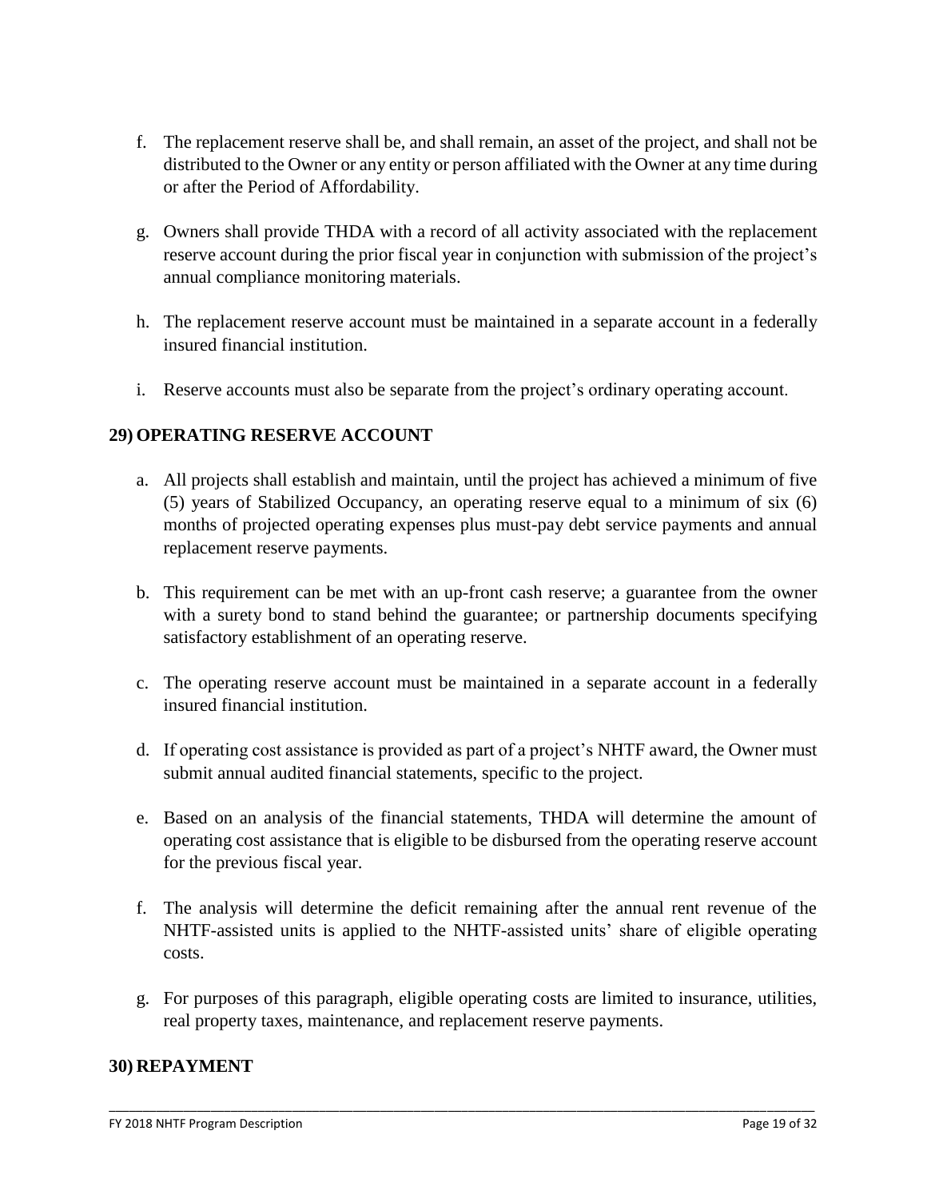f. The replacement reserve shall be, and shall remain, an asset of the project, and shall not be distributed to the Owner or any entity or person affiliated with the Owner at any time during or after the Period of Affordability.

g. Owners shall provide THDA with a record of all activity associated with the replacement reserve account during the prior fiscal year in conjunction with submission of the project's annual compliance monitoring materials.

h. The replacement reserve account must be maintained in a separate account in a federally insured financial institution.

i. Reserve accounts must also be separate from the project's ordinary operating account.

## 29) OPERATING RESERVE ACCOUNT

a. All projects shall establish and maintain, until the project has achieved a minimum of five (5) years of Stabilized Occupancy, an operating reserve equal to a minimum of six (6) months of projected operating expenses plus must-pay debt service payments and annual replacement reserve payments.

b. This requirement can be met with an up-front cash reserve; a guarantee from the owner with a surety bond to stand behind the guarantee; or partnership documents specifying satisfactory establishment of an operating reserve.

c. The operating reserve account must be maintained in a separate account in a federally insured financial institution.

d. If operating cost assistance is provided as part of a project's NHTF award, the Owner must submit annual audited financial statements, specific to the project.

e. Based on an analysis of the financial statements, THDA will determine the amount of operating cost assistance that is eligible to be disbursed from the operating reserve account for the previous fiscal year.

f. The analysis will determine the deficit remaining after the annual rent revenue of the NHTF-assisted units is applied to the NHTF-assisted units' share of eligible operating costs.

g. For purposes of this paragraph, eligible operating costs are limited to insurance, utilities, real property taxes, maintenance, and replacement reserve payments.

## 30) REPAYMENT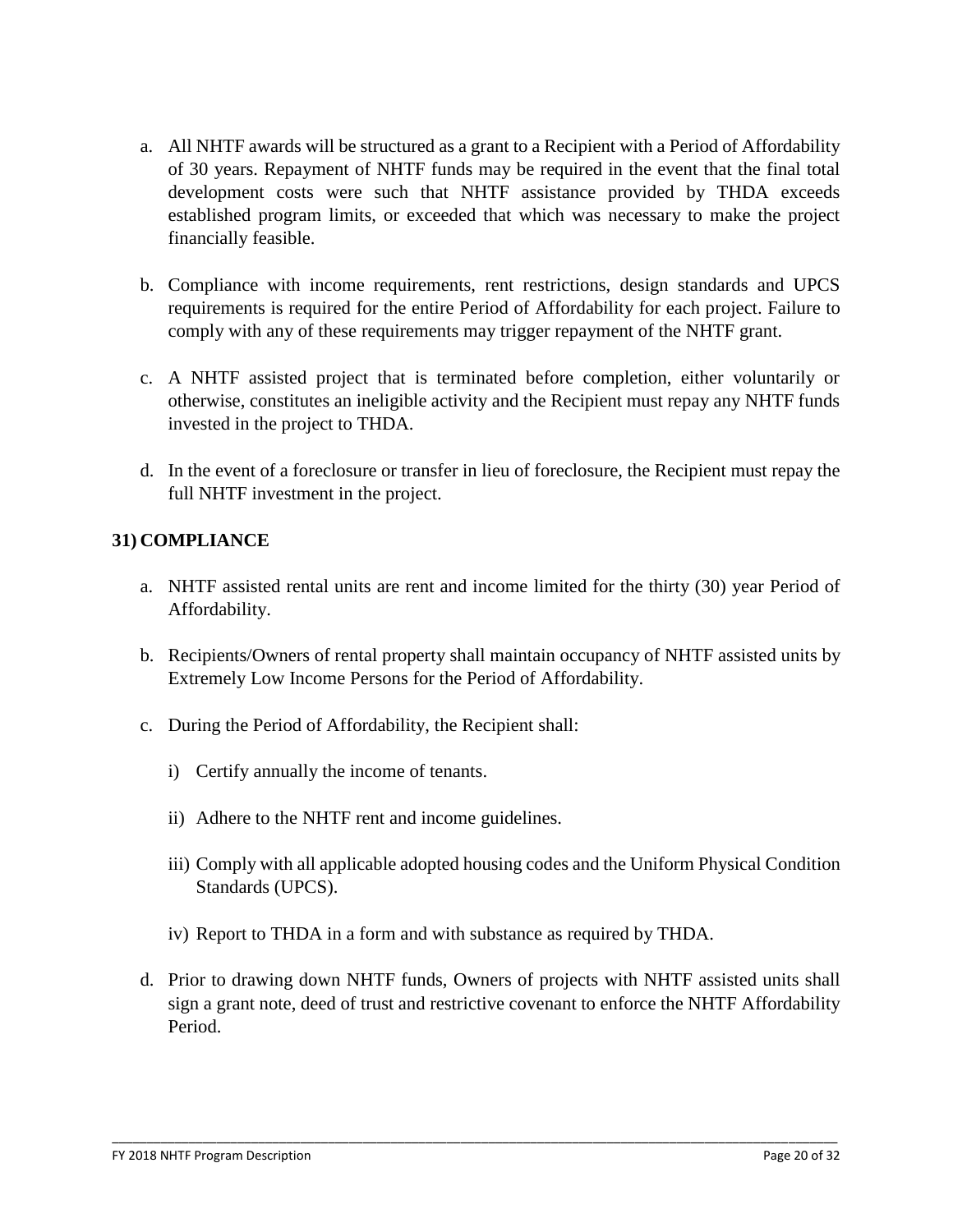a. All NHTF awards will be structured as a grant to a Recipient with a Period of Affordability of 30 years. Repayment of NHTF funds may be required in the event that the final total development costs were such that NHTF assistance provided by THDA exceeds established program limits, or exceeded that which was necessary to make the project financially feasible.

b. Compliance with income requirements, rent restrictions, design standards and UPCS requirements is required for the entire Period of Affordability for each project. Failure to comply with any of these requirements may trigger repayment of the NHTF grant.

c. A NHTF assisted project that is terminated before completion, either voluntarily or otherwise, constitutes an ineligible activity and the Recipient must repay any NHTF funds invested in the project to THDA.

d. In the event of a foreclosure or transfer in lieu of foreclosure, the Recipient must repay the full NHTF investment in the project.

## 31) COMPLIANCE

a. NHTF assisted rental units are rent and income limited for the thirty (30) year Period of Affordability.

b. Recipients/Owners of rental property shall maintain occupancy of NHTF assisted units by Extremely Low Income Persons for the Period of Affordability.

c. During the Period of Affordability, the Recipient shall:

   i) Certify annually the income of tenants.

   ii) Adhere to the NHTF rent and income guidelines.

   iii) Comply with all applicable adopted housing codes and the Uniform Physical Condition Standards (UPCS).

   iv) Report to THDA in a form and with substance as required by THDA.

d. Prior to drawing down NHTF funds, Owners of projects with NHTF assisted units shall sign a grant note, deed of trust and restrictive covenant to enforce the NHTF Affordability Period.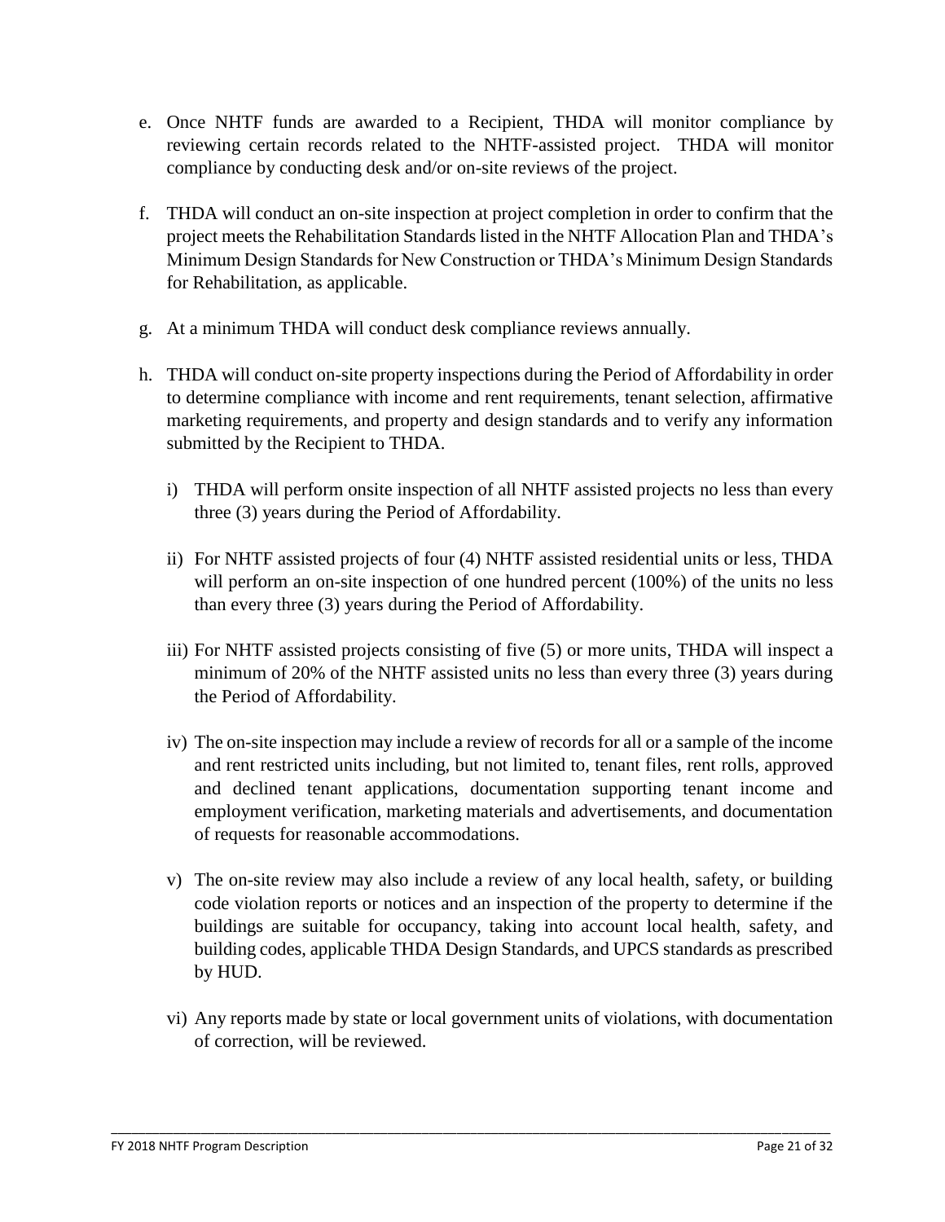e. Once NHTF funds are awarded to a Recipient, THDA will monitor compliance by reviewing certain records related to the NHTF-assisted project. THDA will monitor compliance by conducting desk and/or on-site reviews of the project.

f. THDA will conduct an on-site inspection at project completion in order to confirm that the project meets the Rehabilitation Standards listed in the NHTF Allocation Plan and THDA's Minimum Design Standards for New Construction or THDA's Minimum Design Standards for Rehabilitation, as applicable.

g. At a minimum THDA will conduct desk compliance reviews annually.

h. THDA will conduct on-site property inspections during the Period of Affordability in order to determine compliance with income and rent requirements, tenant selection, affirmative marketing requirements, and property and design standards and to verify any information submitted by the Recipient to THDA.

   i) THDA will perform onsite inspection of all NHTF assisted projects no less than every three (3) years during the Period of Affordability.

   ii) For NHTF assisted projects of four (4) NHTF assisted residential units or less, THDA will perform an on-site inspection of one hundred percent (100%) of the units no less than every three (3) years during the Period of Affordability.

   iii) For NHTF assisted projects consisting of five (5) or more units, THDA will inspect a minimum of 20% of the NHTF assisted units no less than every three (3) years during the Period of Affordability.

   iv) The on-site inspection may include a review of records for all or a sample of the income and rent restricted units including, but not limited to, tenant files, rent rolls, approved and declined tenant applications, documentation supporting tenant income and employment verification, marketing materials and advertisements, and documentation of requests for reasonable accommodations.

   v) The on-site review may also include a review of any local health, safety, or building code violation reports or notices and an inspection of the property to determine if the buildings are suitable for occupancy, taking into account local health, safety, and building codes, applicable THDA Design Standards, and UPCS standards as prescribed by HUD.

   vi) Any reports made by state or local government units of violations, with documentation of correction, will be reviewed.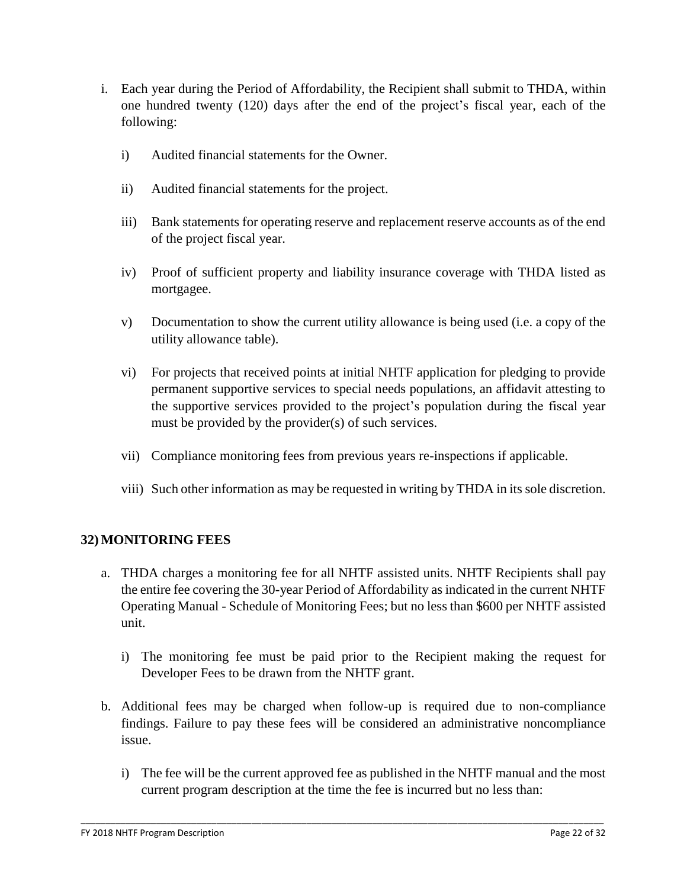i. Each year during the Period of Affordability, the Recipient shall submit to THDA, within one hundred twenty (120) days after the end of the project's fiscal year, each of the following:

   i) Audited financial statements for the Owner.

   ii) Audited financial statements for the project.

   iii) Bank statements for operating reserve and replacement reserve accounts as of the end of the project fiscal year.

   iv) Proof of sufficient property and liability insurance coverage with THDA listed as mortgagee.

   v) Documentation to show the current utility allowance is being used (i.e. a copy of the utility allowance table).

   vi) For projects that received points at initial NHTF application for pledging to provide permanent supportive services to special needs populations, an affidavit attesting to the supportive services provided to the project's population during the fiscal year must be provided by the provider(s) of such services.

   vii) Compliance monitoring fees from previous years re-inspections if applicable.

   viii) Such other information as may be requested in writing by THDA in its sole discretion.

## 32) MONITORING FEES

a. THDA charges a monitoring fee for all NHTF assisted units. NHTF Recipients shall pay the entire fee covering the 30-year Period of Affordability as indicated in the current NHTF Operating Manual - Schedule of Monitoring Fees; but no less than $600 per NHTF assisted unit.

   i) The monitoring fee must be paid prior to the Recipient making the request for Developer Fees to be drawn from the NHTF grant.

b. Additional fees may be charged when follow-up is required due to non-compliance findings. Failure to pay these fees will be considered an administrative noncompliance issue.

   i) The fee will be the current approved fee as published in the NHTF manual and the most current program description at the time the fee is incurred but no less than: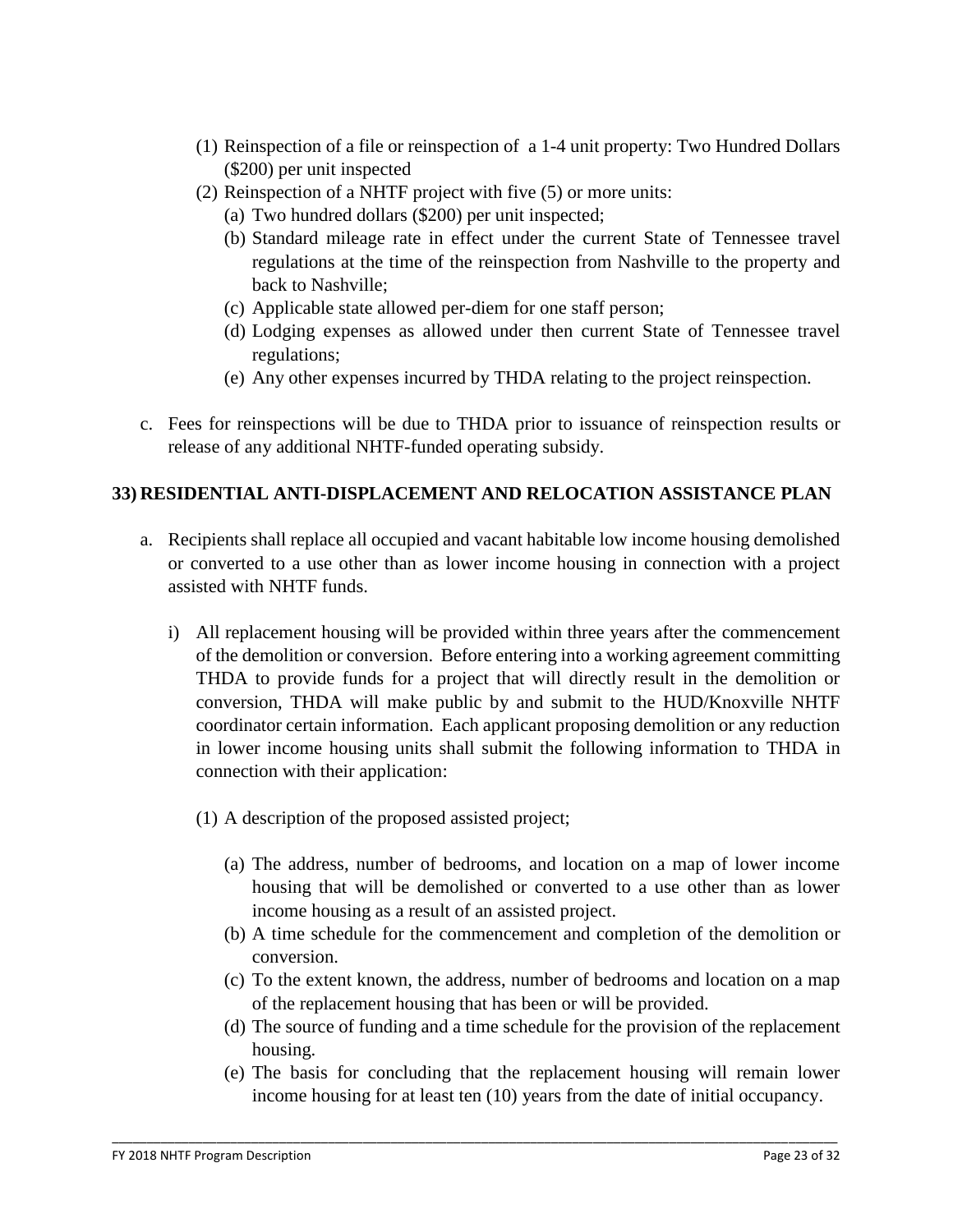(1) Reinspection of a file or reinspection of a 1-4 unit property: Two Hundred Dollars ($200) per unit inspected

(2) Reinspection of a NHTF project with five (5) or more units:

   (a) Two hundred dollars ($200) per unit inspected;

   (b) Standard mileage rate in effect under the current State of Tennessee travel regulations at the time of the reinspection from Nashville to the property and back to Nashville;

   (c) Applicable state allowed per-diem for one staff person;

   (d) Lodging expenses as allowed under then current State of Tennessee travel regulations;

   (e) Any other expenses incurred by THDA relating to the project reinspection.

c. Fees for reinspections will be due to THDA prior to issuance of reinspection results or release of any additional NHTF-funded operating subsidy.

## 33) RESIDENTIAL ANTI-DISPLACEMENT AND RELOCATION ASSISTANCE PLAN

a. Recipients shall replace all occupied and vacant habitable low income housing demolished or converted to a use other than as lower income housing in connection with a project assisted with NHTF funds.

   i) All replacement housing will be provided within three years after the commencement of the demolition or conversion. Before entering into a working agreement committing THDA to provide funds for a project that will directly result in the demolition or conversion, THDA will make public by and submit to the HUD/Knoxville NHTF coordinator certain information. Each applicant proposing demolition or any reduction in lower income housing units shall submit the following information to THDA in connection with their application:

      (1) A description of the proposed assisted project;

         (a) The address, number of bedrooms, and location on a map of lower income housing that will be demolished or converted to a use other than as lower income housing as a result of an assisted project.

         (b) A time schedule for the commencement and completion of the demolition or conversion.

         (c) To the extent known, the address, number of bedrooms and location on a map of the replacement housing that has been or will be provided.

         (d) The source of funding and a time schedule for the provision of the replacement housing.

         (e) The basis for concluding that the replacement housing will remain lower income housing for at least ten (10) years from the date of initial occupancy.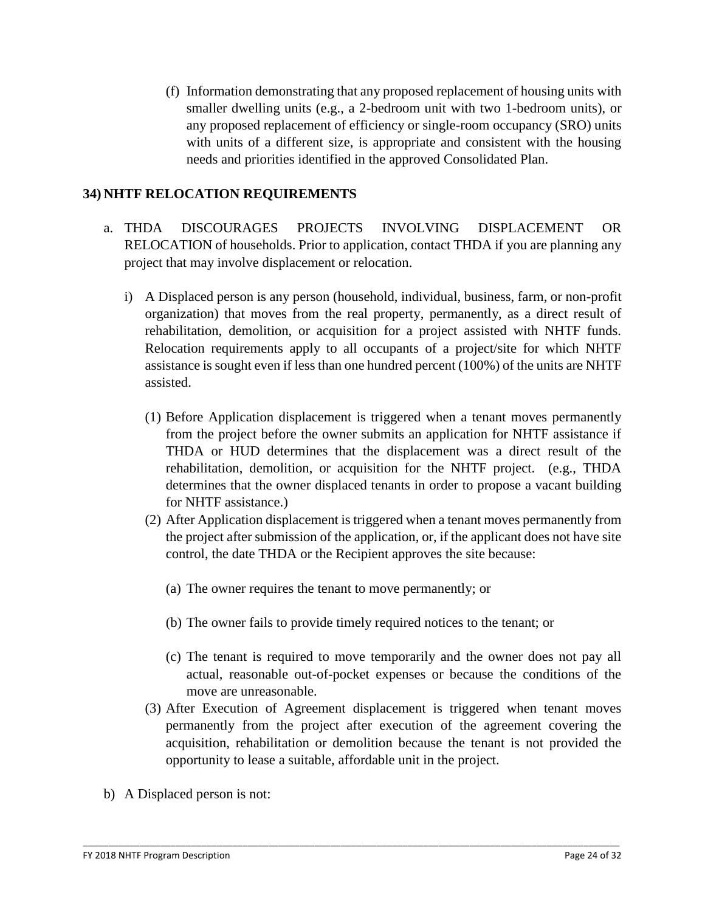(f) Information demonstrating that any proposed replacement of housing units with smaller dwelling units (e.g., a 2-bedroom unit with two 1-bedroom units), or any proposed replacement of efficiency or single-room occupancy (SRO) units with units of a different size, is appropriate and consistent with the housing needs and priorities identified in the approved Consolidated Plan.

## 34) NHTF RELOCATION REQUIREMENTS

a. THDA DISCOURAGES PROJECTS INVOLVING DISPLACEMENT OR RELOCATION of households. Prior to application, contact THDA if you are planning any project that may involve displacement or relocation.

   i) A Displaced person is any person (household, individual, business, farm, or non-profit organization) that moves from the real property, permanently, as a direct result of rehabilitation, demolition, or acquisition for a project assisted with NHTF funds. Relocation requirements apply to all occupants of a project/site for which NHTF assistance is sought even if less than one hundred percent (100%) of the units are NHTF assisted.

      (1) Before Application displacement is triggered when a tenant moves permanently from the project before the owner submits an application for NHTF assistance if THDA or HUD determines that the displacement was a direct result of the rehabilitation, demolition, or acquisition for the NHTF project. (e.g., THDA determines that the owner displaced tenants in order to propose a vacant building for NHTF assistance.)

      (2) After Application displacement is triggered when a tenant moves permanently from the project after submission of the application, or, if the applicant does not have site control, the date THDA or the Recipient approves the site because:

         (a) The owner requires the tenant to move permanently; or

         (b) The owner fails to provide timely required notices to the tenant; or

         (c) The tenant is required to move temporarily and the owner does not pay all actual, reasonable out-of-pocket expenses or because the conditions of the move are unreasonable.

      (3) After Execution of Agreement displacement is triggered when tenant moves permanently from the project after execution of the agreement covering the acquisition, rehabilitation or demolition because the tenant is not provided the opportunity to lease a suitable, affordable unit in the project.

b) A Displaced person is not: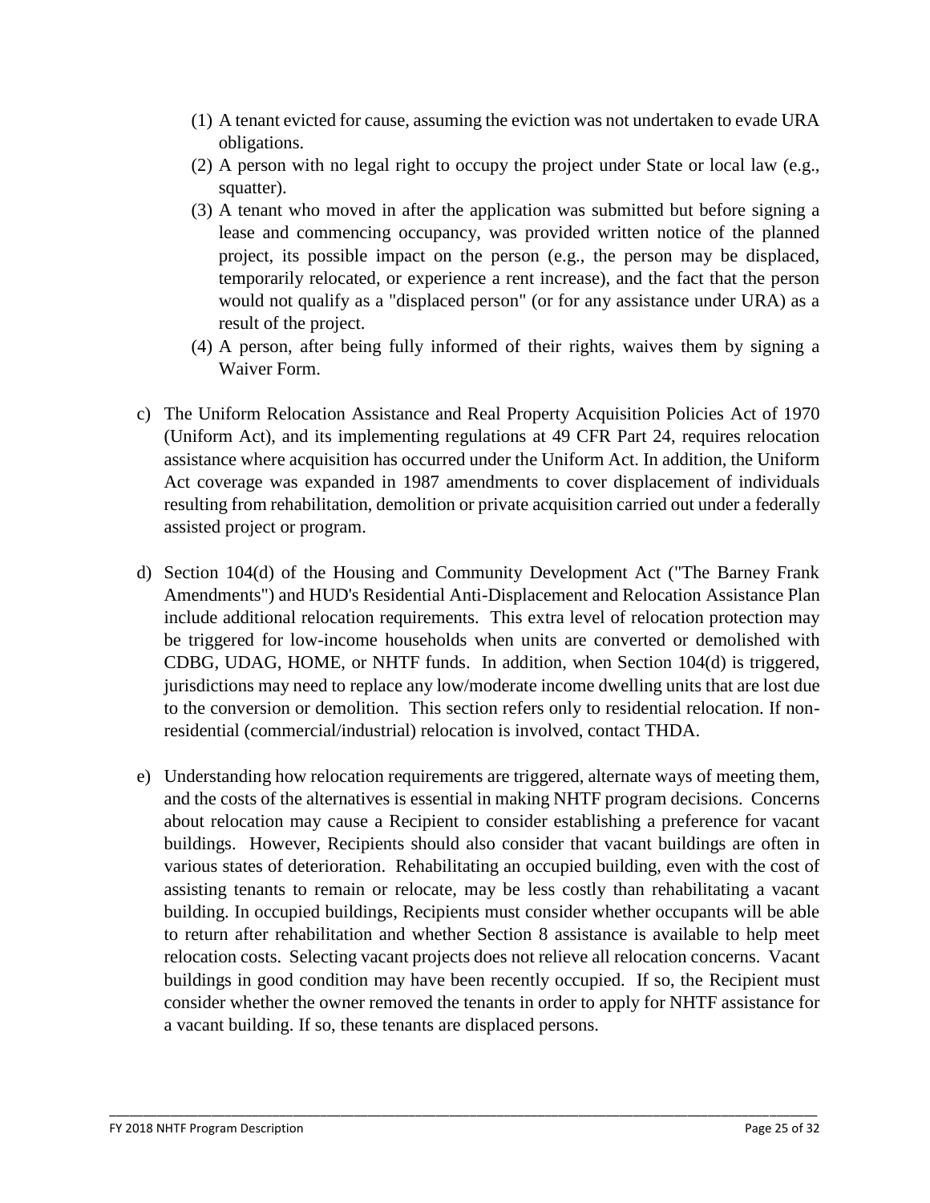(1) A tenant evicted for cause, assuming the eviction was not undertaken to evade URA obligations.

(2) A person with no legal right to occupy the project under State or local law (e.g., squatter).

(3) A tenant who moved in after the application was submitted but before signing a lease and commencing occupancy, was provided written notice of the planned project, its possible impact on the person (e.g., the person may be displaced, temporarily relocated, or experience a rent increase), and the fact that the person would not qualify as a "displaced person" (or for any assistance under URA) as a result of the project.

(4) A person, after being fully informed of their rights, waives them by signing a Waiver Form.

c) The Uniform Relocation Assistance and Real Property Acquisition Policies Act of 1970 (Uniform Act), and its implementing regulations at 49 CFR Part 24, requires relocation assistance where acquisition has occurred under the Uniform Act. In addition, the Uniform Act coverage was expanded in 1987 amendments to cover displacement of individuals resulting from rehabilitation, demolition or private acquisition carried out under a federally assisted project or program.

d) Section 104(d) of the Housing and Community Development Act ("The Barney Frank Amendments") and HUD's Residential Anti-Displacement and Relocation Assistance Plan include additional relocation requirements. This extra level of relocation protection may be triggered for low-income households when units are converted or demolished with CDBG, UDAG, HOME, or NHTF funds. In addition, when Section 104(d) is triggered, jurisdictions may need to replace any low/moderate income dwelling units that are lost due to the conversion or demolition. This section refers only to residential relocation. If non-residential (commercial/industrial) relocation is involved, contact THDA.

e) Understanding how relocation requirements are triggered, alternate ways of meeting them, and the costs of the alternatives is essential in making NHTF program decisions. Concerns about relocation may cause a Recipient to consider establishing a preference for vacant buildings. However, Recipients should also consider that vacant buildings are often in various states of deterioration. Rehabilitating an occupied building, even with the cost of assisting tenants to remain or relocate, may be less costly than rehabilitating a vacant building. In occupied buildings, Recipients must consider whether occupants will be able to return after rehabilitation and whether Section 8 assistance is available to help meet relocation costs. Selecting vacant projects does not relieve all relocation concerns. Vacant buildings in good condition may have been recently occupied. If so, the Recipient must consider whether the owner removed the tenants in order to apply for NHTF assistance for a vacant building. If so, these tenants are displaced persons.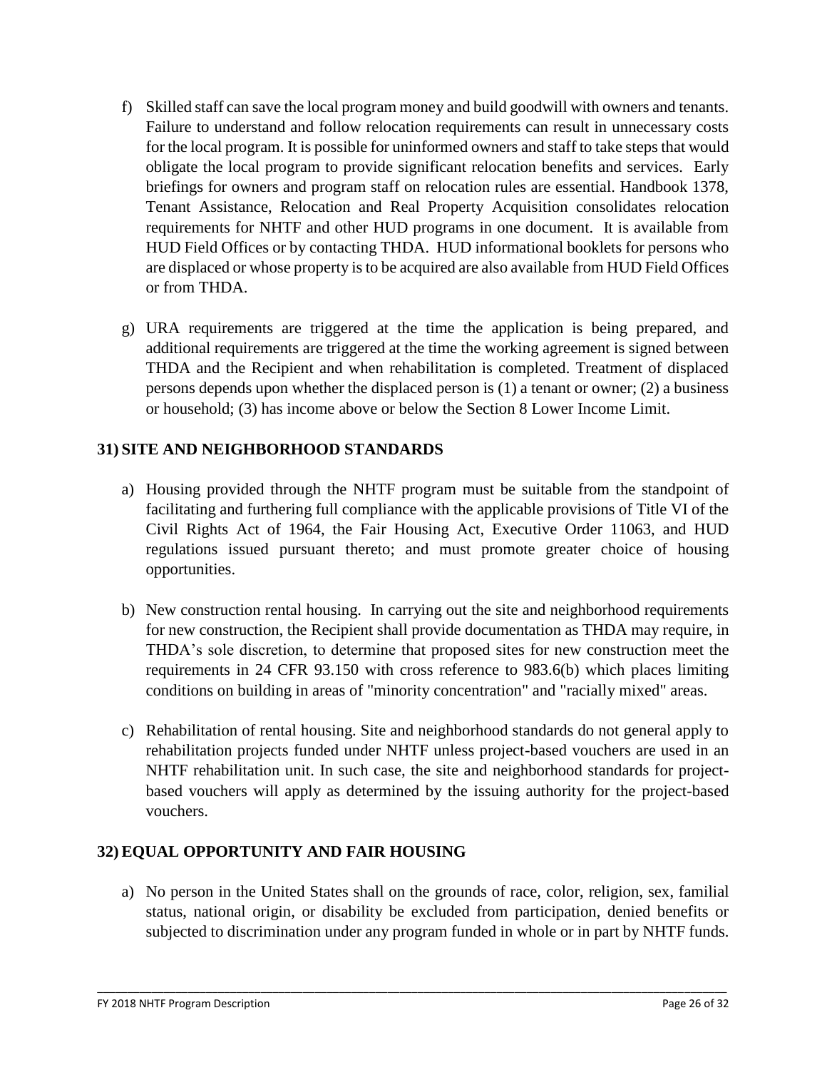f) Skilled staff can save the local program money and build goodwill with owners and tenants. Failure to understand and follow relocation requirements can result in unnecessary costs for the local program. It is possible for uninformed owners and staff to take steps that would obligate the local program to provide significant relocation benefits and services. Early briefings for owners and program staff on relocation rules are essential. Handbook 1378, Tenant Assistance, Relocation and Real Property Acquisition consolidates relocation requirements for NHTF and other HUD programs in one document. It is available from HUD Field Offices or by contacting THDA. HUD informational booklets for persons who are displaced or whose property is to be acquired are also available from HUD Field Offices or from THDA.

g) URA requirements are triggered at the time the application is being prepared, and additional requirements are triggered at the time the working agreement is signed between THDA and the Recipient and when rehabilitation is completed. Treatment of displaced persons depends upon whether the displaced person is (1) a tenant or owner; (2) a business or household; (3) has income above or below the Section 8 Lower Income Limit.

## 31) SITE AND NEIGHBORHOOD STANDARDS

a) Housing provided through the NHTF program must be suitable from the standpoint of facilitating and furthering full compliance with the applicable provisions of Title VI of the Civil Rights Act of 1964, the Fair Housing Act, Executive Order 11063, and HUD regulations issued pursuant thereto; and must promote greater choice of housing opportunities.

b) New construction rental housing. In carrying out the site and neighborhood requirements for new construction, the Recipient shall provide documentation as THDA may require, in THDA's sole discretion, to determine that proposed sites for new construction meet the requirements in 24 CFR 93.150 with cross reference to 983.6(b) which places limiting conditions on building in areas of "minority concentration" and "racially mixed" areas.

c) Rehabilitation of rental housing. Site and neighborhood standards do not general apply to rehabilitation projects funded under NHTF unless project-based vouchers are used in an NHTF rehabilitation unit. In such case, the site and neighborhood standards for project-based vouchers will apply as determined by the issuing authority for the project-based vouchers.

## 32) EQUAL OPPORTUNITY AND FAIR HOUSING

a) No person in the United States shall on the grounds of race, color, religion, sex, familial status, national origin, or disability be excluded from participation, denied benefits or subjected to discrimination under any program funded in whole or in part by NHTF funds.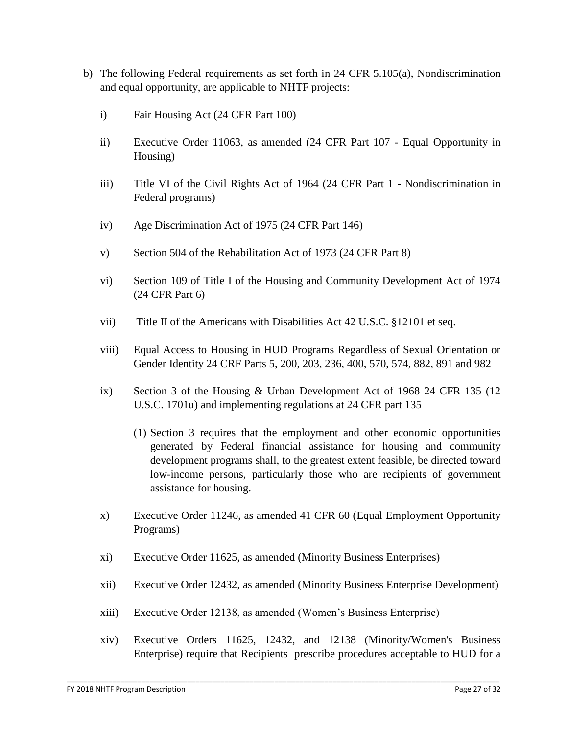b) The following Federal requirements as set forth in 24 CFR 5.105(a), Nondiscrimination and equal opportunity, are applicable to NHTF projects:

   i) Fair Housing Act (24 CFR Part 100)

   ii) Executive Order 11063, as amended (24 CFR Part 107 - Equal Opportunity in Housing)

   iii) Title VI of the Civil Rights Act of 1964 (24 CFR Part 1 - Nondiscrimination in Federal programs)

   iv) Age Discrimination Act of 1975 (24 CFR Part 146)

   v) Section 504 of the Rehabilitation Act of 1973 (24 CFR Part 8)

   vi) Section 109 of Title I of the Housing and Community Development Act of 1974 (24 CFR Part 6)

   vii) Title II of the Americans with Disabilities Act 42 U.S.C. §12101 et seq.

   viii) Equal Access to Housing in HUD Programs Regardless of Sexual Orientation or Gender Identity 24 CRF Parts 5, 200, 203, 236, 400, 570, 574, 882, 891 and 982

   ix) Section 3 of the Housing & Urban Development Act of 1968 24 CFR 135 (12 U.S.C. 1701u) and implementing regulations at 24 CFR part 135

      (1) Section 3 requires that the employment and other economic opportunities generated by Federal financial assistance for housing and community development programs shall, to the greatest extent feasible, be directed toward low-income persons, particularly those who are recipients of government assistance for housing.

   x) Executive Order 11246, as amended 41 CFR 60 (Equal Employment Opportunity Programs)

   xi) Executive Order 11625, as amended (Minority Business Enterprises)

   xii) Executive Order 12432, as amended (Minority Business Enterprise Development)

   xiii) Executive Order 12138, as amended (Women's Business Enterprise)

   xiv) Executive Orders 11625, 12432, and 12138 (Minority/Women's Business Enterprise) require that Recipients prescribe procedures acceptable to HUD for a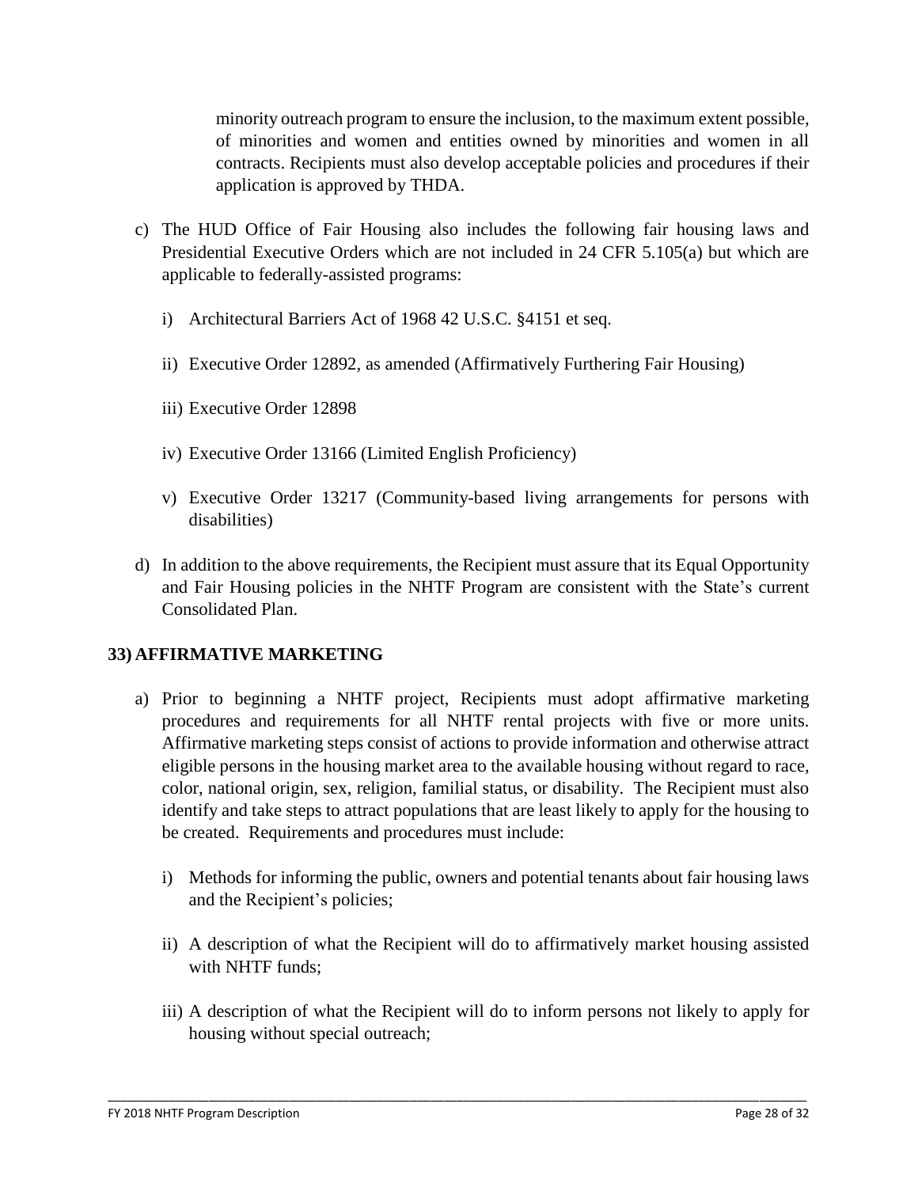minority outreach program to ensure the inclusion, to the maximum extent possible, of minorities and women and entities owned by minorities and women in all contracts. Recipients must also develop acceptable policies and procedures if their application is approved by THDA.

c) The HUD Office of Fair Housing also includes the following fair housing laws and Presidential Executive Orders which are not included in 24 CFR 5.105(a) but which are applicable to federally-assisted programs:

   i) Architectural Barriers Act of 1968 42 U.S.C. §4151 et seq.

   ii) Executive Order 12892, as amended (Affirmatively Furthering Fair Housing)

   iii) Executive Order 12898

   iv) Executive Order 13166 (Limited English Proficiency)

   v) Executive Order 13217 (Community-based living arrangements for persons with disabilities)

d) In addition to the above requirements, the Recipient must assure that its Equal Opportunity and Fair Housing policies in the NHTF Program are consistent with the State's current Consolidated Plan.

## 33) AFFIRMATIVE MARKETING

a) Prior to beginning a NHTF project, Recipients must adopt affirmative marketing procedures and requirements for all NHTF rental projects with five or more units. Affirmative marketing steps consist of actions to provide information and otherwise attract eligible persons in the housing market area to the available housing without regard to race, color, national origin, sex, religion, familial status, or disability. The Recipient must also identify and take steps to attract populations that are least likely to apply for the housing to be created. Requirements and procedures must include:

   i) Methods for informing the public, owners and potential tenants about fair housing laws and the Recipient's policies;

   ii) A description of what the Recipient will do to affirmatively market housing assisted with NHTF funds;

   iii) A description of what the Recipient will do to inform persons not likely to apply for housing without special outreach;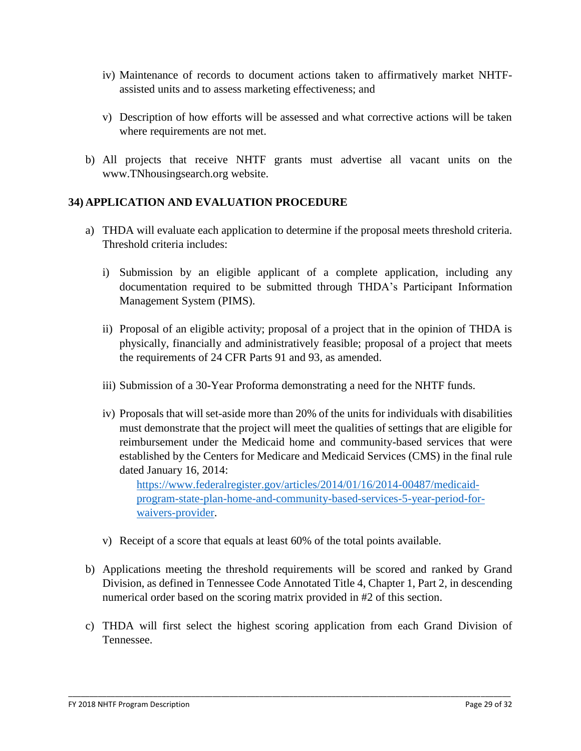iv) Maintenance of records to document actions taken to affirmatively market NHTF-assisted units and to assess marketing effectiveness; and

v) Description of how efforts will be assessed and what corrective actions will be taken where requirements are not met.

b) All projects that receive NHTF grants must advertise all vacant units on the www.TNhousingsearch.org website.

## 34) APPLICATION AND EVALUATION PROCEDURE

a) THDA will evaluate each application to determine if the proposal meets threshold criteria. Threshold criteria includes:

   i) Submission by an eligible applicant of a complete application, including any documentation required to be submitted through THDA's Participant Information Management System (PIMS).

   ii) Proposal of an eligible activity; proposal of a project that in the opinion of THDA is physically, financially and administratively feasible; proposal of a project that meets the requirements of 24 CFR Parts 91 and 93, as amended.

   iii) Submission of a 30-Year Proforma demonstrating a need for the NHTF funds.

   iv) Proposals that will set-aside more than 20% of the units for individuals with disabilities must demonstrate that the project will meet the qualities of settings that are eligible for reimbursement under the Medicaid home and community-based services that were established by the Centers for Medicare and Medicaid Services (CMS) in the final rule dated January 16, 2014:
   [https://www.federalregister.gov/articles/2014/01/16/2014-00487/medicaid-program-state-plan-home-and-community-based-services-5-year-period-for-waivers-provider](https://www.federalregister.gov/articles/2014/01/16/2014-00487/medicaid-program-state-plan-home-and-community-based-services-5-year-period-for-waivers-provider).

   v) Receipt of a score that equals at least 60% of the total points available.

b) Applications meeting the threshold requirements will be scored and ranked by Grand Division, as defined in Tennessee Code Annotated Title 4, Chapter 1, Part 2, in descending numerical order based on the scoring matrix provided in #2 of this section.

c) THDA will first select the highest scoring application from each Grand Division of Tennessee.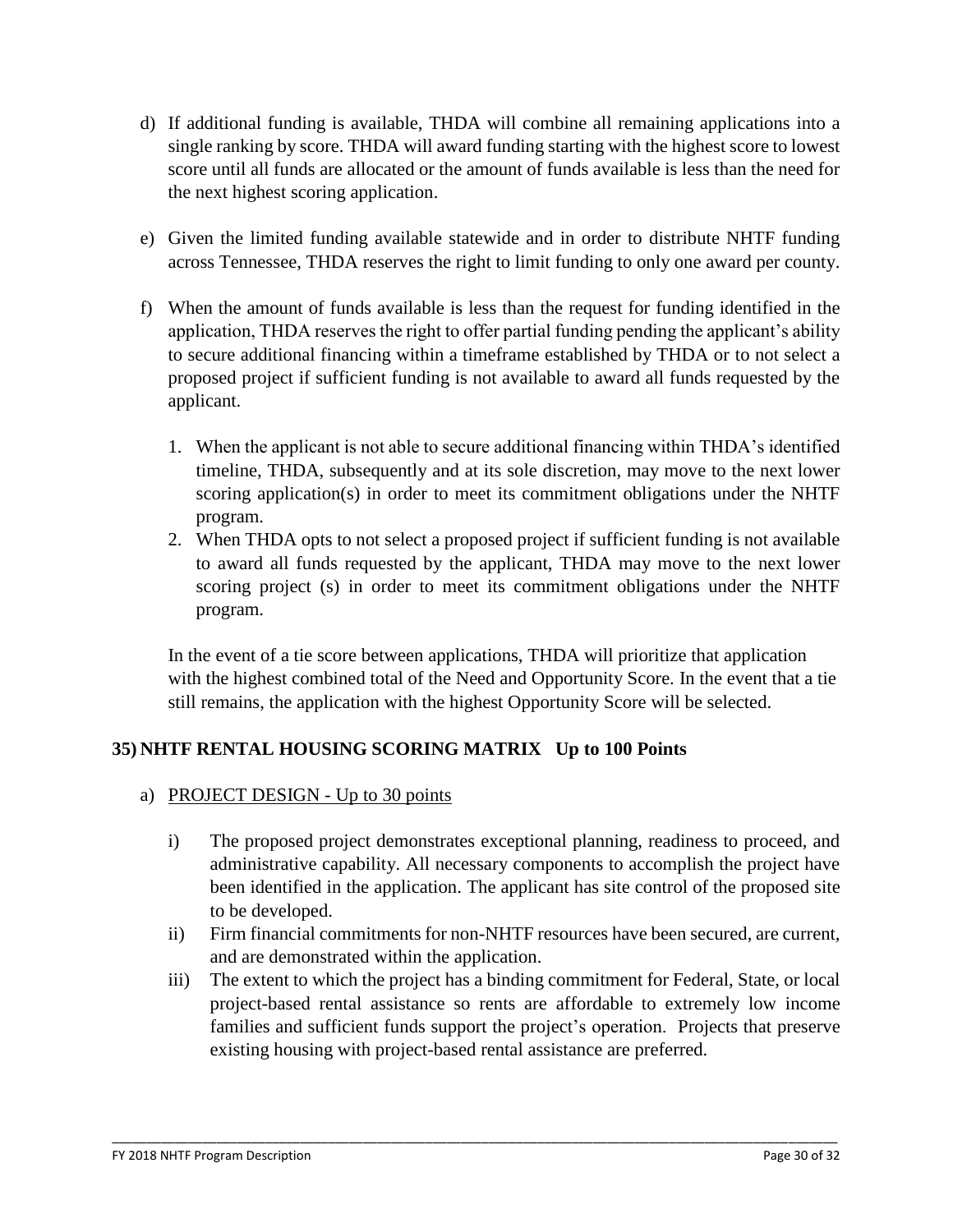d) If additional funding is available, THDA will combine all remaining applications into a single ranking by score. THDA will award funding starting with the highest score to lowest score until all funds are allocated or the amount of funds available is less than the need for the next highest scoring application.

e) Given the limited funding available statewide and in order to distribute NHTF funding across Tennessee, THDA reserves the right to limit funding to only one award per county.

f) When the amount of funds available is less than the request for funding identified in the application, THDA reserves the right to offer partial funding pending the applicant's ability to secure additional financing within a timeframe established by THDA or to not select a proposed project if sufficient funding is not available to award all funds requested by the applicant.

   1. When the applicant is not able to secure additional financing within THDA's identified timeline, THDA, subsequently and at its sole discretion, may move to the next lower scoring application(s) in order to meet its commitment obligations under the NHTF program.
   2. When THDA opts to not select a proposed project if sufficient funding is not available to award all funds requested by the applicant, THDA may move to the next lower scoring project (s) in order to meet its commitment obligations under the NHTF program.

   In the event of a tie score between applications, THDA will prioritize that application with the highest combined total of the Need and Opportunity Score. In the event that a tie still remains, the application with the highest Opportunity Score will be selected.

## 35) NHTF RENTAL HOUSING SCORING MATRIX Up to 100 Points

a) PROJECT DESIGN - Up to 30 points

   i) The proposed project demonstrates exceptional planning, readiness to proceed, and administrative capability. All necessary components to accomplish the project have been identified in the application. The applicant has site control of the proposed site to be developed.

   ii) Firm financial commitments for non-NHTF resources have been secured, are current, and are demonstrated within the application.

   iii) The extent to which the project has a binding commitment for Federal, State, or local project-based rental assistance so rents are affordable to extremely low income families and sufficient funds support the project's operation. Projects that preserve existing housing with project-based rental assistance are preferred.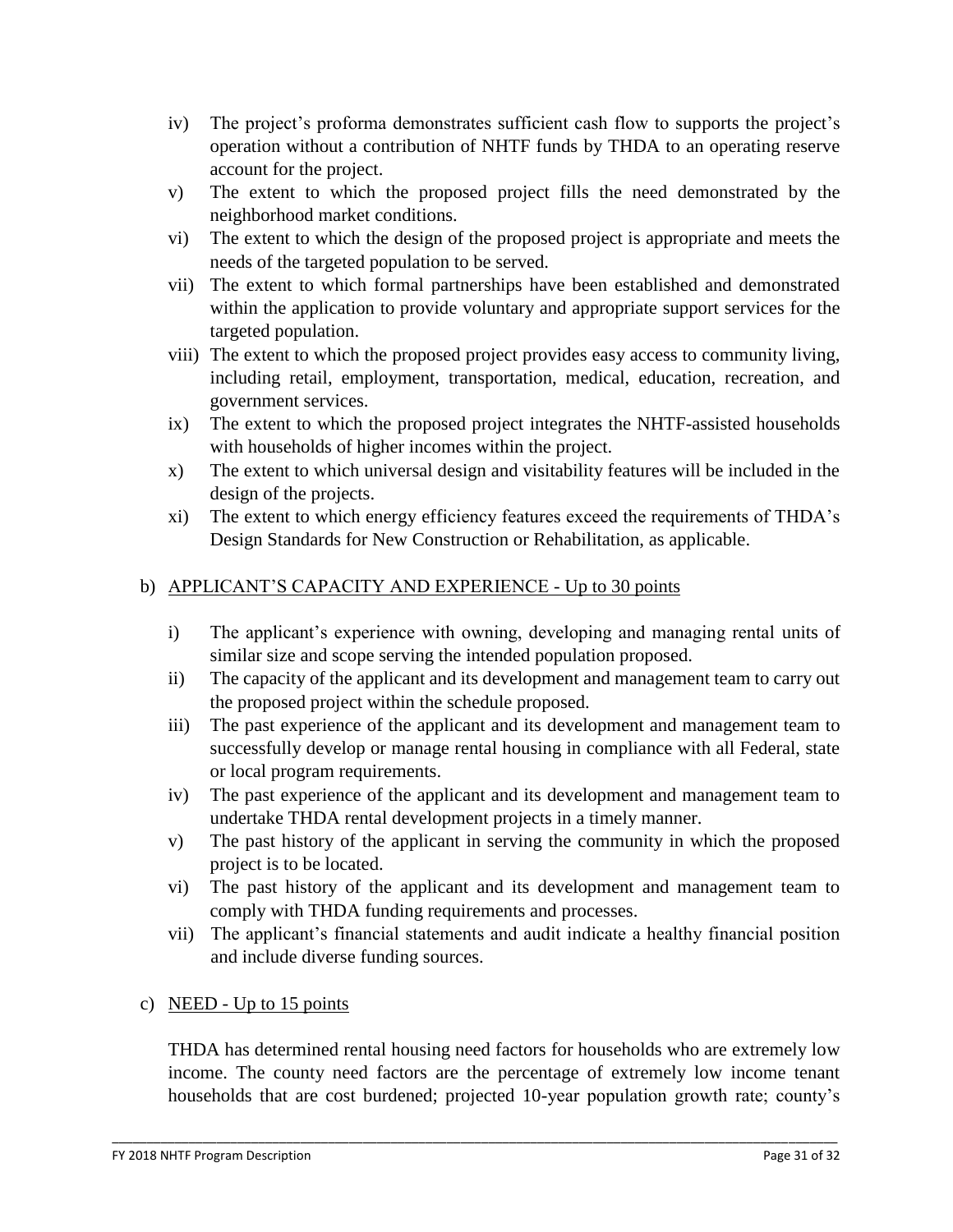iv) The project's proforma demonstrates sufficient cash flow to supports the project's operation without a contribution of NHTF funds by THDA to an operating reserve account for the project.

v) The extent to which the proposed project fills the need demonstrated by the neighborhood market conditions.

vi) The extent to which the design of the proposed project is appropriate and meets the needs of the targeted population to be served.

vii) The extent to which formal partnerships have been established and demonstrated within the application to provide voluntary and appropriate support services for the targeted population.

viii) The extent to which the proposed project provides easy access to community living, including retail, employment, transportation, medical, education, recreation, and government services.

ix) The extent to which the proposed project integrates the NHTF-assisted households with households of higher incomes within the project.

x) The extent to which universal design and visitability features will be included in the design of the projects.

xi) The extent to which energy efficiency features exceed the requirements of THDA's Design Standards for New Construction or Rehabilitation, as applicable.

b) <u>APPLICANT'S CAPACITY AND EXPERIENCE - Up to 30 points</u>

i) The applicant's experience with owning, developing and managing rental units of similar size and scope serving the intended population proposed.

ii) The capacity of the applicant and its development and management team to carry out the proposed project within the schedule proposed.

iii) The past experience of the applicant and its development and management team to successfully develop or manage rental housing in compliance with all Federal, state or local program requirements.

iv) The past experience of the applicant and its development and management team to undertake THDA rental development projects in a timely manner.

v) The past history of the applicant in serving the community in which the proposed project is to be located.

vi) The past history of the applicant and its development and management team to comply with THDA funding requirements and processes.

vii) The applicant's financial statements and audit indicate a healthy financial position and include diverse funding sources.

c) <u>NEED - Up to 15 points</u>

THDA has determined rental housing need factors for households who are extremely low income. The county need factors are the percentage of extremely low income tenant households that are cost burdened; projected 10-year population growth rate; county's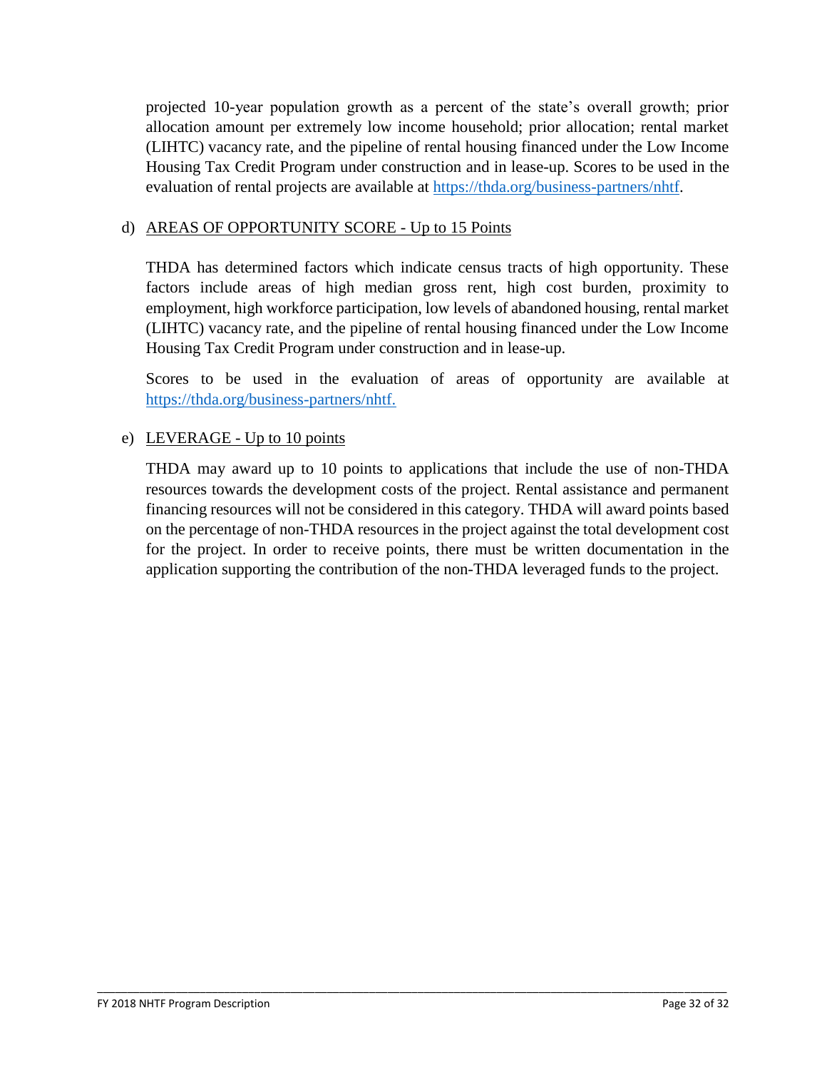projected 10-year population growth as a percent of the state's overall growth; prior allocation amount per extremely low income household; prior allocation; rental market (LIHTC) vacancy rate, and the pipeline of rental housing financed under the Low Income Housing Tax Credit Program under construction and in lease-up. Scores to be used in the evaluation of rental projects are available at [https://thda.org/business-partners/nhtf](https://thda.org/business-partners/nhtf).

d) AREAS OF OPPORTUNITY SCORE - Up to 15 Points

THDA has determined factors which indicate census tracts of high opportunity. These factors include areas of high median gross rent, high cost burden, proximity to employment, high workforce participation, low levels of abandoned housing, rental market (LIHTC) vacancy rate, and the pipeline of rental housing financed under the Low Income Housing Tax Credit Program under construction and in lease-up.

Scores to be used in the evaluation of areas of opportunity are available at [https://thda.org/business-partners/nhtf.](https://thda.org/business-partners/nhtf)

e) LEVERAGE - Up to 10 points

THDA may award up to 10 points to applications that include the use of non-THDA resources towards the development costs of the project. Rental assistance and permanent financing resources will not be considered in this category. THDA will award points based on the percentage of non-THDA resources in the project against the total development cost for the project. In order to receive points, there must be written documentation in the application supporting the contribution of the non-THDA leveraged funds to the project.